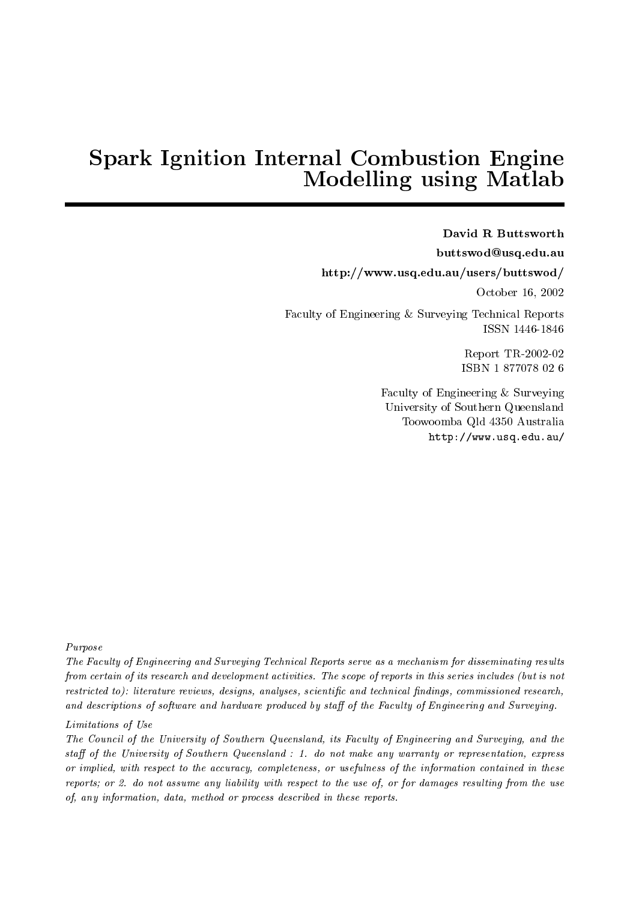# Spark Ignition Internal Combustion Engine Modelling using Matlab

**David R Buttsworth**

**buttswod@usq.edu.au**

**http://www.usq.edu.au/users/buttswod/**

October 16, 2002

Faculty of Engineering & Surveying Technical Reports
ISSN 1446-1846

Report TR-2002-02
ISBN 1 877078 02 6

Faculty of Engineering & Surveying
University of Southern Queensland
Toowoomba Qld 4350 Australia
http://www.usq.edu.au/

*Purpose*

*The Faculty of Engineering and Surveying Technical Reports serve as a mechanism for disseminating results from certain of its research and development activities. The scope of reports in this series includes (but is not restricted to): literature reviews, designs, analyses, scientific and technical findings, commissioned research, and descriptions of software and hardware produced by staff of the Faculty of Engineering and Surveying.*

*Limitations of Use*

*The Council of the University of Southern Queensland, its Faculty of Engineering and Surveying, and the staff of the University of Southern Queensland : 1. do not make any warranty or representation, express or implied, with respect to the accuracy, completeness, or usefulness of the information contained in these reports; or 2. do not assume any liability with respect to the use of, or for damages resulting from the use of, any information, data, method or process described in these reports.*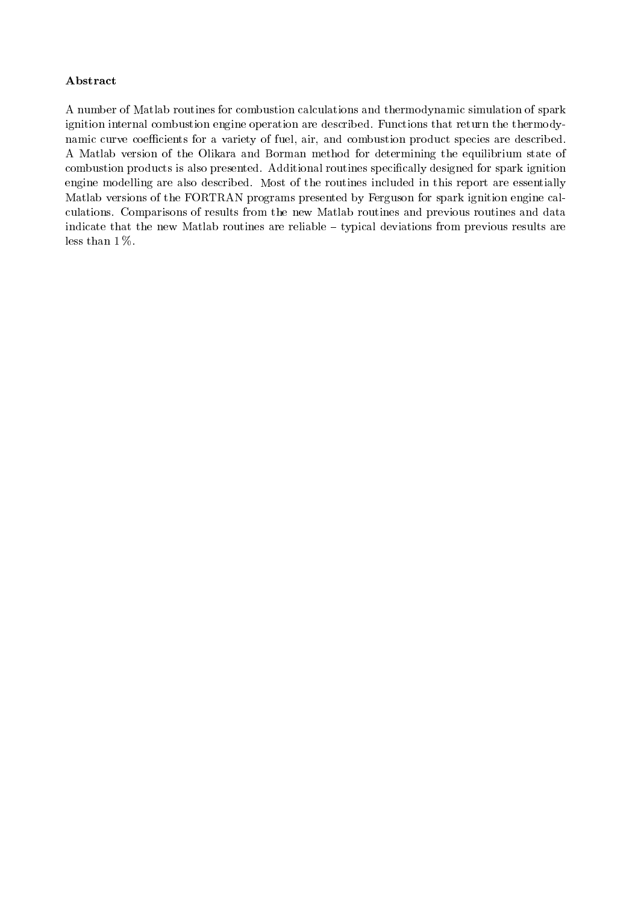**Abstract**

A number of Matlab routines for combustion calculations and thermodynamic simulation of spark ignition internal combustion engine operation are described. Functions that return the thermodynamic curve coefficients for a variety of fuel, air, and combustion product species are described. A Matlab version of the Olikara and Borman method for determining the equilibrium state of combustion products is also presented. Additional routines specifically designed for spark ignition engine modelling are also described. Most of the routines included in this report are essentially Matlab versions of the FORTRAN programs presented by Ferguson for spark ignition engine calculations. Comparisons of results from the new Matlab routines and previous routines and data indicate that the new Matlab routines are reliable – typical deviations from previous results are less than 1 %.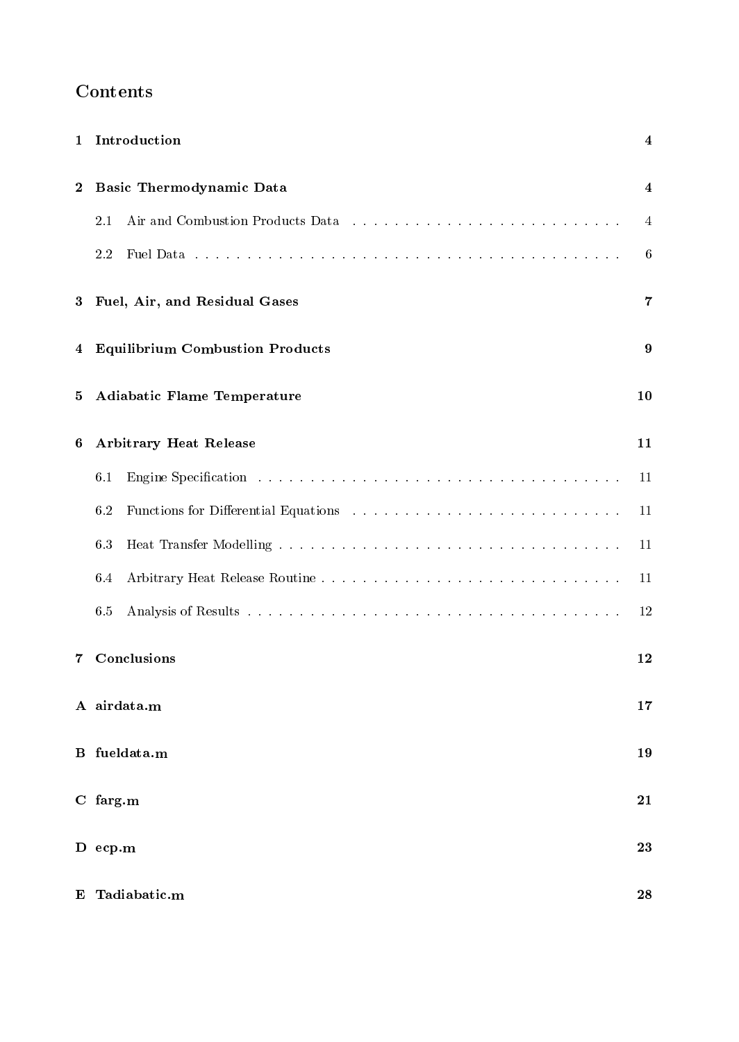# Contents

| | | |
|---|---|---|
| **1** | **Introduction** | **4** |
| **2** | **Basic Thermodynamic Data** | **4** |
| | 2.1 Air and Combustion Products Data | 4 |
| | 2.2 Fuel Data | 6 |
| **3** | **Fuel, Air, and Residual Gases** | **7** |
| **4** | **Equilibrium Combustion Products** | **9** |
| **5** | **Adiabatic Flame Temperature** | **10** |
| **6** | **Arbitrary Heat Release** | **11** |
| | 6.1 Engine Specification | 11 |
| | 6.2 Functions for Differential Equations | 11 |
| | 6.3 Heat Transfer Modelling | 11 |
| | 6.4 Arbitrary Heat Release Routine | 11 |
| | 6.5 Analysis of Results | 12 |
| **7** | **Conclusions** | **12** |
| **A** | **airdata.m** | **17** |
| **B** | **fueldata.m** | **19** |
| **C** | **farg.m** | **21** |
| **D** | **ecp.m** | **23** |
| **E** | **Tadiabatic.m** | **28** |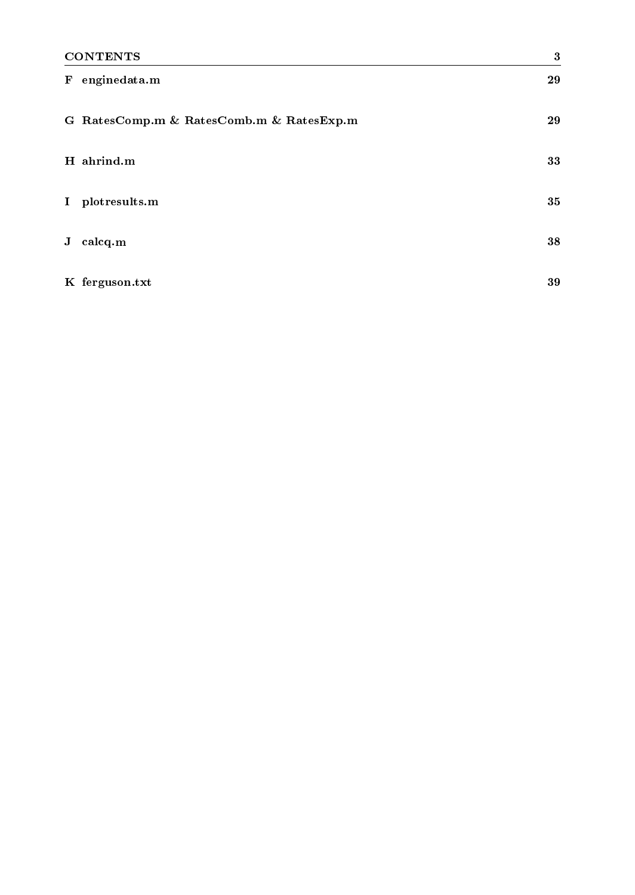**F enginedata.m** 29

**G RatesComp.m & RatesComb.m & RatesExp.m** 29

**H ahrind.m** 33

**I plotresults.m** 35

**J calcq.m** 38

**K ferguson.txt** 39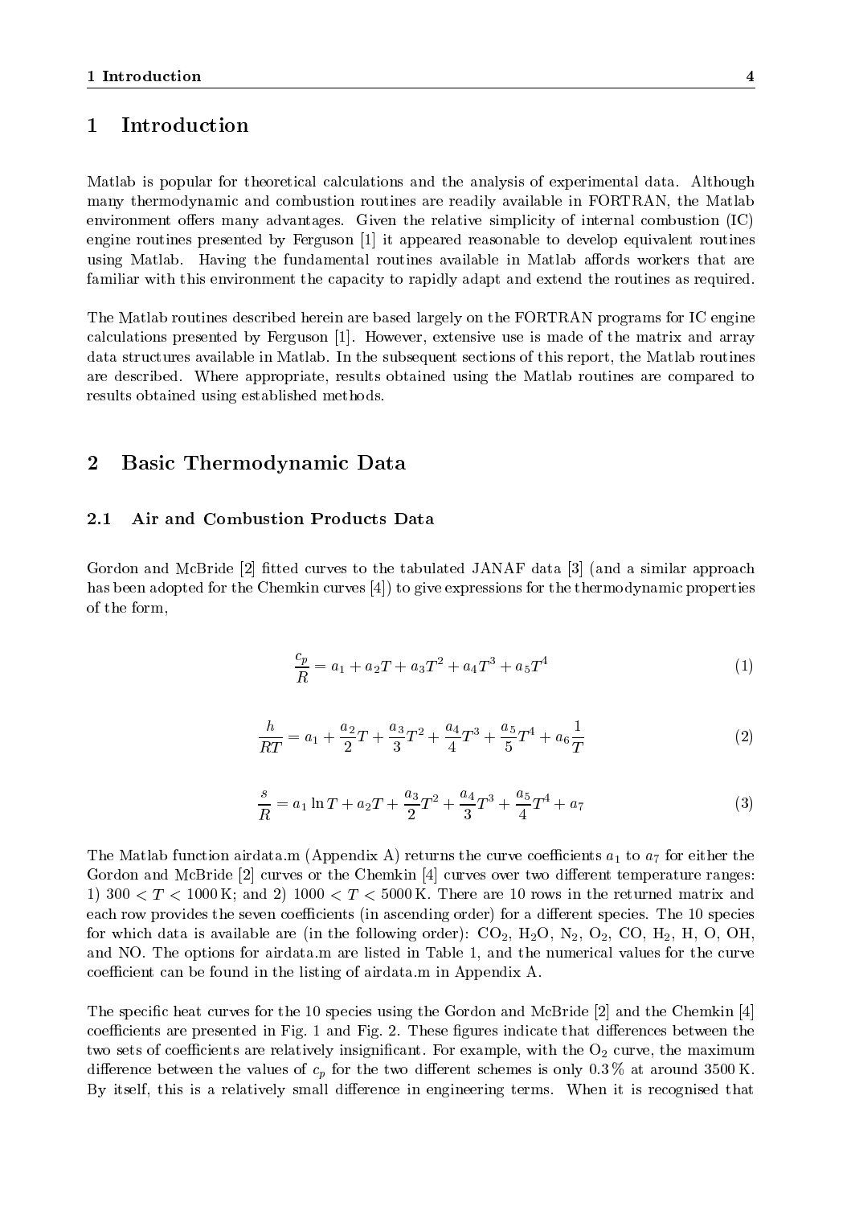# 1 Introduction

Matlab is popular for theoretical calculations and the analysis of experimental data. Although many thermodynamic and combustion routines are readily available in FORTRAN, the Matlab environment offers many advantages. Given the relative simplicity of internal combustion (IC) engine routines presented by Ferguson [1] it appeared reasonable to develop equivalent routines using Matlab. Having the fundamental routines available in Matlab affords workers that are familiar with this environment the capacity to rapidly adapt and extend the routines as required.

The Matlab routines described herein are based largely on the FORTRAN programs for IC engine calculations presented by Ferguson [1]. However, extensive use is made of the matrix and array data structures available in Matlab. In the subsequent sections of this report, the Matlab routines are described. Where appropriate, results obtained using the Matlab routines are compared to results obtained using established methods.

# 2 Basic Thermodynamic Data

## 2.1 Air and Combustion Products Data

Gordon and McBride [2] fitted curves to the tabulated JANAF data [3] (and a similar approach has been adopted for the Chemkin curves [4]) to give expressions for the thermodynamic properties of the form,

$$\frac{c_p}{R} = a_1 + a_2 T + a_3 T^2 + a_4 T^3 + a_5 T^4 \tag{1}$$

$$\frac{h}{RT} = a_1 + \frac{a_2}{2} T + \frac{a_3}{3} T^2 + \frac{a_4}{4} T^3 + \frac{a_5}{5} T^4 + a_6 \frac{1}{T} \tag{2}$$

$$\frac{s}{R} = a_1 \ln T + a_2 T + \frac{a_3}{2} T^2 + \frac{a_4}{3} T^3 + \frac{a_5}{4} T^4 + a_7 \tag{3}$$

The Matlab function airdata.m (Appendix A) returns the curve coefficients $a_1$ to $a_7$ for either the Gordon and McBride [2] curves or the Chemkin [4] curves over two different temperature ranges: 1) $300 < T < 1000\,\mathrm{K}$; and 2) $1000 < T < 5000\,\mathrm{K}$. There are 10 rows in the returned matrix and each row provides the seven coefficients (in ascending order) for a different species. The 10 species for which data is available are (in the following order): $CO_2$, $H_2O$, $N_2$, $O_2$, CO, $H_2$, H, O, OH, and NO. The options for airdata.m are listed in Table 1, and the numerical values for the curve coefficient can be found in the listing of airdata.m in Appendix A.

The specific heat curves for the 10 species using the Gordon and McBride [2] and the Chemkin [4] coefficients are presented in Fig. 1 and Fig. 2. These figures indicate that differences between the two sets of coefficients are relatively insignificant. For example, with the $O_2$ curve, the maximum difference between the values of $c_p$ for the two different schemes is only 0.3 % at around 3500 K. By itself, this is a relatively small difference in engineering terms. When it is recognised that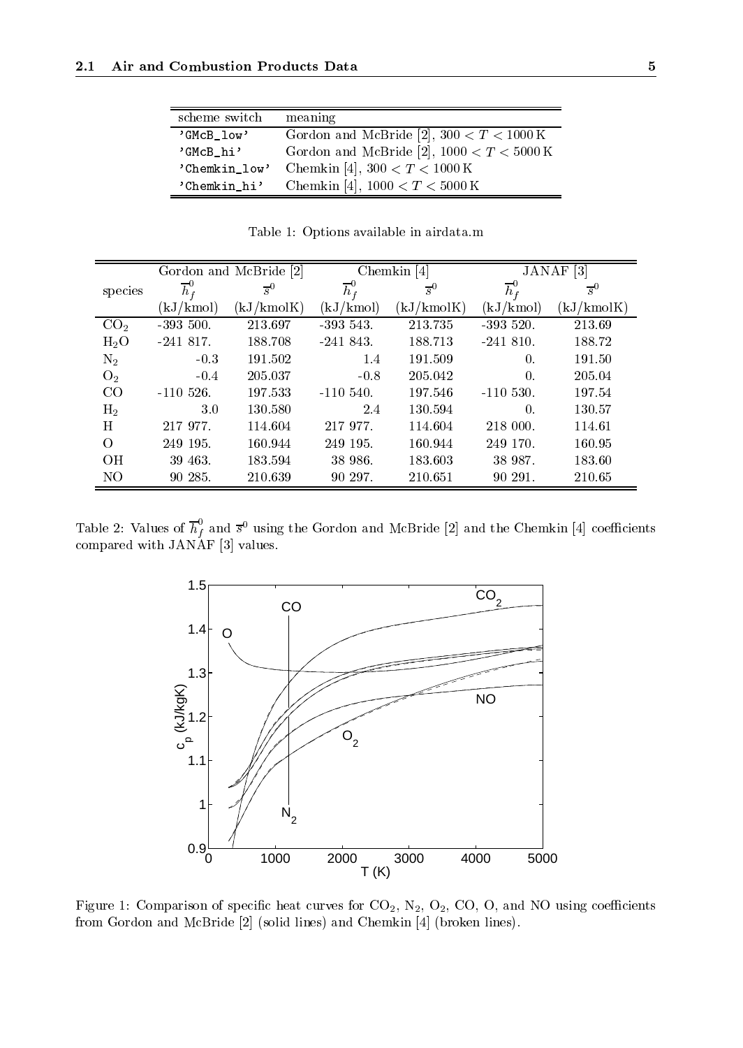| scheme switch | meaning |
|---|---|
| 'GMcB_low' | Gordon and McBride [2], $300 < T < 1000\,\mathrm{K}$ |
| 'GMcB_hi' | Gordon and McBride [2], $1000 < T < 5000\,\mathrm{K}$ |
| 'Chemkin_low' | Chemkin [4], $300 < T < 1000\,\mathrm{K}$ |
| 'Chemkin_hi' | Chemkin [4], $1000 < T < 5000\,\mathrm{K}$ |

Table 1: Options available in airdata.m

| | Gordon and McBride [2] | | Chemkin [4] | | JANAF [3] | |
|---|---|---|---|---|---|---|
| species | $\overline{h}_f^0$ | $\overline{s}^0$ | $\overline{h}_f^0$ | $\overline{s}^0$ | $\overline{h}_f^0$ | $\overline{s}^0$ |
| | (kJ/kmol) | (kJ/kmolK) | (kJ/kmol) | (kJ/kmolK) | (kJ/kmol) | (kJ/kmolK) |
| $CO_2$ | -393 500. | 213.697 | -393 543. | 213.735 | -393 520. | 213.69 |
| $H_2O$ | -241 817. | 188.708 | -241 843. | 188.713 | -241 810. | 188.72 |
| $N_2$ | -0.3 | 191.502 | 1.4 | 191.509 | 0. | 191.50 |
| $O_2$ | -0.4 | 205.037 | -0.8 | 205.042 | 0. | 205.04 |
| CO | -110 526. | 197.533 | -110 540. | 197.546 | -110 530. | 197.54 |
| $H_2$ | 3.0 | 130.580 | 2.4 | 130.594 | 0. | 130.57 |
| H | 217 977. | 114.604 | 217 977. | 114.604 | 218 000. | 114.61 |
| O | 249 195. | 160.944 | 249 195. | 160.944 | 249 170. | 160.95 |
| OH | 39 463. | 183.594 | 38 986. | 183.603 | 38 987. | 183.60 |
| NO | 90 285. | 210.639 | 90 297. | 210.651 | 90 291. | 210.65 |

Table 2: Values of $\overline{h}_f^0$ and $\overline{s}^0$ using the Gordon and McBride [2] and the Chemkin [4] coefficients compared with JANAF [3] values.

Figure 1: Comparison of specific heat curves for $CO_2$, $N_2$, $O_2$, CO, O, and NO using coefficients from Gordon and McBride [2] (solid lines) and Chemkin [4] (broken lines).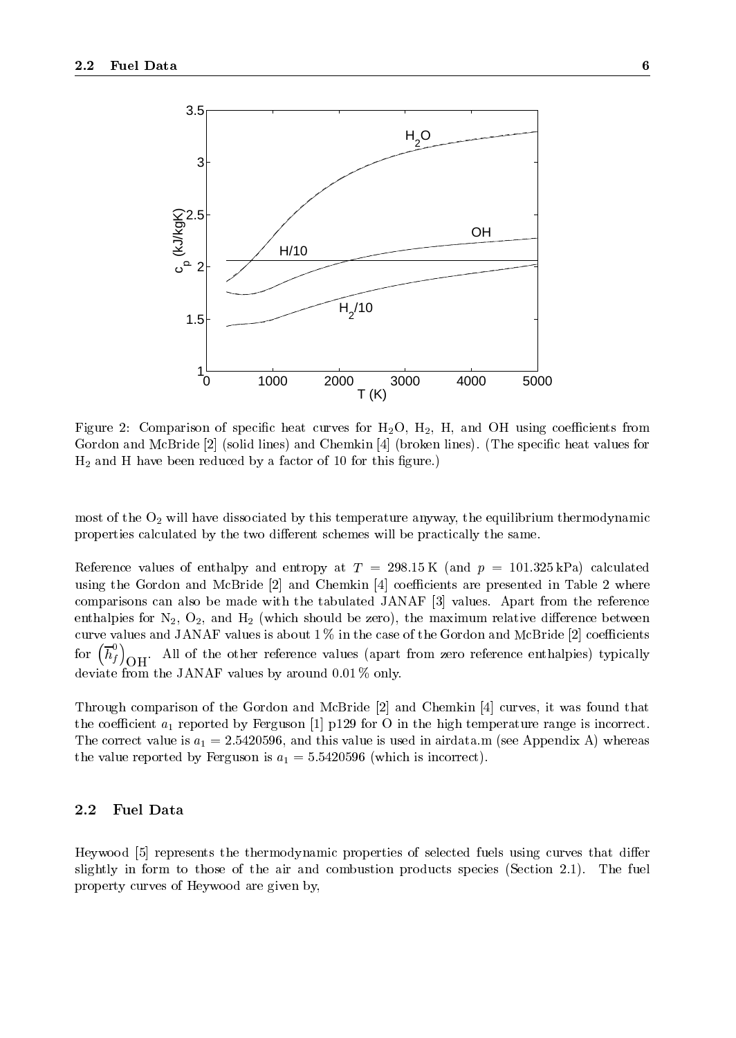Figure 2: Comparison of specific heat curves for $H_2O$, $H_2$, H, and OH using coefficients from Gordon and McBride [2] (solid lines) and Chemkin [4] (broken lines). (The specific heat values for $H_2$ and H have been reduced by a factor of 10 for this figure.)

most of the $O_2$ will have dissociated by this temperature anyway, the equilibrium thermodynamic properties calculated by the two different schemes will be practically the same.

Reference values of enthalpy and entropy at $T = 298.15\,\text{K}$ (and $p = 101.325\,\text{kPa}$) calculated using the Gordon and McBride [2] and Chemkin [4] coefficients are presented in Table 2 where comparisons can also be made with the tabulated JANAF [3] values. Apart from the reference enthalpies for $N_2$, $O_2$, and $H_2$ (which should be zero), the maximum relative difference between curve values and JANAF values is about 1 % in the case of the Gordon and McBride [2] coefficients for $\left(\overline{h}_f^0\right)_{\mathrm{OH}}$. All of the other reference values (apart from zero reference enthalpies) typically deviate from the JANAF values by around 0.01 % only.

Through comparison of the Gordon and McBride [2] and Chemkin [4] curves, it was found that the coefficient $a_1$ reported by Ferguson [1] p129 for O in the high temperature range is incorrect. The correct value is $a_1 = 2.5420596$, and this value is used in airdata.m (see Appendix A) whereas the value reported by Ferguson is $a_1 = 5.5420596$ (which is incorrect).

## 2.2 Fuel Data

Heywood [5] represents the thermodynamic properties of selected fuels using curves that differ slightly in form to those of the air and combustion products species (Section 2.1). The fuel property curves of Heywood are given by,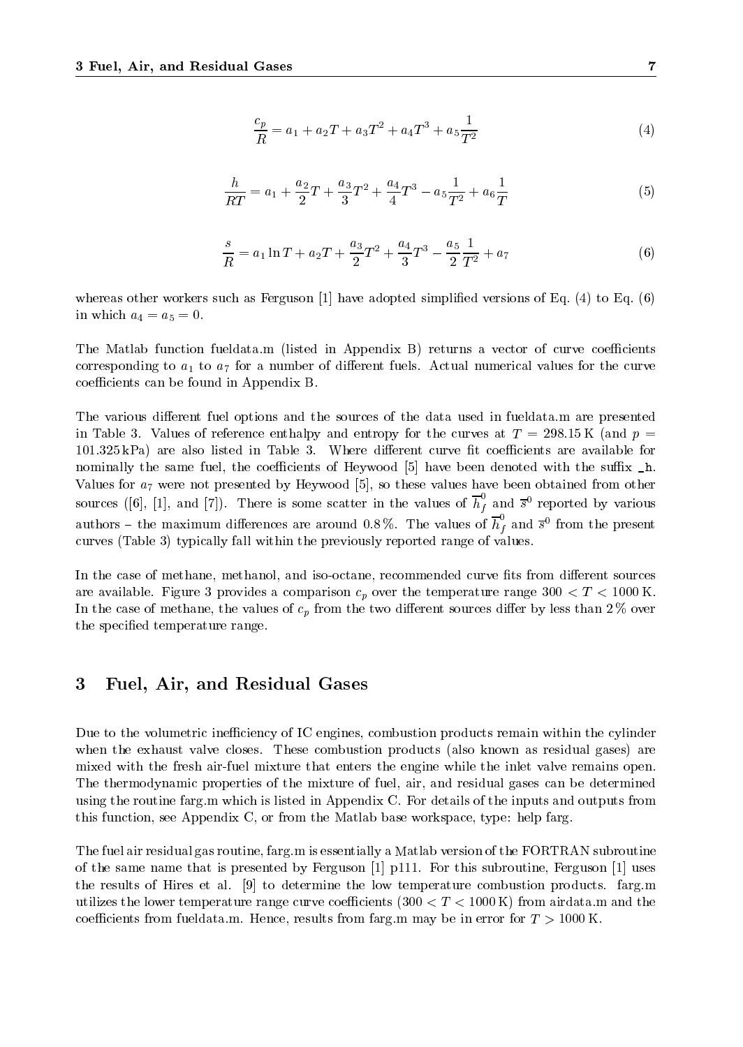$$\frac{c_p}{R} = a_1 + a_2 T + a_3 T^2 + a_4 T^3 + a_5 \frac{1}{T^2} \tag{4}$$

$$\frac{h}{RT} = a_1 + \frac{a_2}{2} T + \frac{a_3}{3} T^2 + \frac{a_4}{4} T^3 - a_5 \frac{1}{T^2} + a_6 \frac{1}{T} \tag{5}$$

$$\frac{s}{R} = a_1 \ln T + a_2 T + \frac{a_3}{2} T^2 + \frac{a_4}{3} T^3 - \frac{a_5}{2} \frac{1}{T^2} + a_7 \tag{6}$$

whereas other workers such as Ferguson [1] have adopted simplified versions of Eq. (4) to Eq. (6) in which $a_4 = a_5 = 0$.

The Matlab function fueldata.m (listed in Appendix B) returns a vector of curve coefficients corresponding to $a_1$ to $a_7$ for a number of different fuels. Actual numerical values for the curve coefficients can be found in Appendix B.

The various different fuel options and the sources of the data used in fueldata.m are presented in Table 3. Values of reference enthalpy and entropy for the curves at $T = 298.15\,\mathrm{K}$ (and $p = 101.325\,\mathrm{kPa}$) are also listed in Table 3. Where different curve fit coefficients are available for nominally the same fuel, the coefficients of Heywood [5] have been denoted with the suffix `_h`. Values for $a_7$ were not presented by Heywood [5], so these values have been obtained from other sources ([6], [1], and [7]). There is some scatter in the values of $\overline{h}_f^0$ and $\overline{s}^0$ reported by various authors – the maximum differences are around 0.8 %. The values of $\overline{h}_f^0$ and $\overline{s}^0$ from the present curves (Table 3) typically fall within the previously reported range of values.

In the case of methane, methanol, and iso-octane, recommended curve fits from different sources are available. Figure 3 provides a comparison $c_p$ over the temperature range $300 < T < 1000\,\mathrm{K}$. In the case of methane, the values of $c_p$ from the two different sources differ by less than 2 % over the specified temperature range.

## 3 Fuel, Air, and Residual Gases

Due to the volumetric inefficiency of IC engines, combustion products remain within the cylinder when the exhaust valve closes. These combustion products (also known as residual gases) are mixed with the fresh air-fuel mixture that enters the engine while the inlet valve remains open. The thermodynamic properties of the mixture of fuel, air, and residual gases can be determined using the routine farg.m which is listed in Appendix C. For details of the inputs and outputs from this function, see Appendix C, or from the Matlab base workspace, type: help farg.

The fuel air residual gas routine, farg.m is essentially a Matlab version of the FORTRAN subroutine of the same name that is presented by Ferguson [1] p111. For this subroutine, Ferguson [1] uses the results of Hires et al. [9] to determine the low temperature combustion products. farg.m utilizes the lower temperature range curve coefficients ($300 < T < 1000\,\mathrm{K}$) from airdata.m and the coefficients from fueldata.m. Hence, results from farg.m may be in error for $T > 1000\,\mathrm{K}$.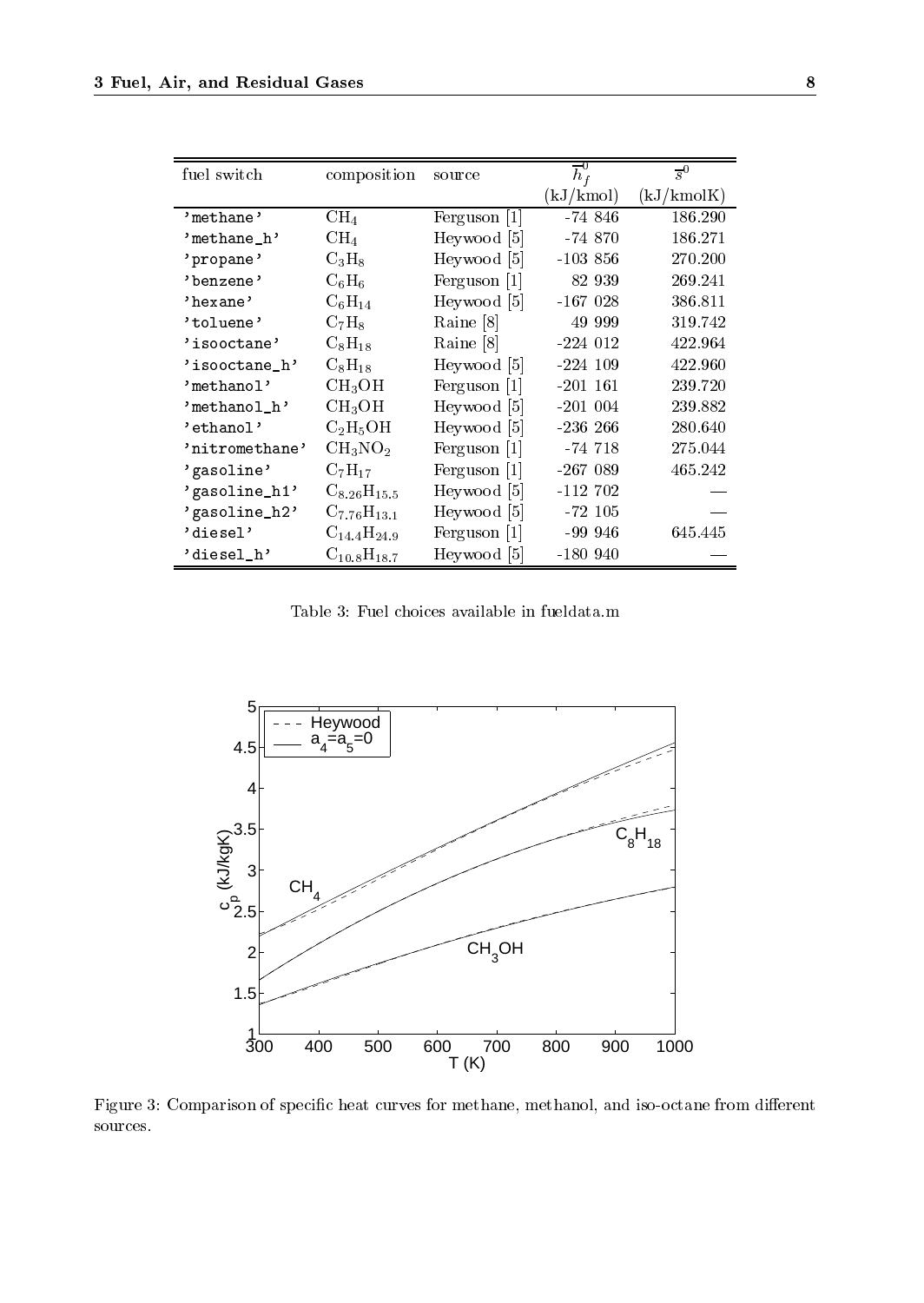| fuel switch | composition | source | $\overline{h}_f^0$ (kJ/kmol) | $\overline{s}^0$ (kJ/kmolK) |
|---|---|---|---|---|
| 'methane' | $CH_4$ | Ferguson [1] | -74 846 | 186.290 |
| 'methane_h' | $CH_4$ | Heywood [5] | -74 870 | 186.271 |
| 'propane' | $C_3H_8$ | Heywood [5] | -103 856 | 270.200 |
| 'benzene' | $C_6H_6$ | Ferguson [1] | 82 939 | 269.241 |
| 'hexane' | $C_6H_{14}$ | Heywood [5] | -167 028 | 386.811 |
| 'toluene' | $C_7H_8$ | Raine [8] | 49 999 | 319.742 |
| 'isooctane' | $C_8H_{18}$ | Raine [8] | -224 012 | 422.964 |
| 'isooctane_h' | $C_8H_{18}$ | Heywood [5] | -224 109 | 422.960 |
| 'methanol' | $CH_3OH$ | Ferguson [1] | -201 161 | 239.720 |
| 'methanol_h' | $CH_3OH$ | Heywood [5] | -201 004 | 239.882 |
| 'ethanol' | $C_2H_5OH$ | Heywood [5] | -236 266 | 280.640 |
| 'nitromethane' | $CH_3NO_2$ | Ferguson [1] | -74 718 | 275.044 |
| 'gasoline' | $C_7H_{17}$ | Ferguson [1] | -267 089 | 465.242 |
| 'gasoline_h1' | $C_{8.26}H_{15.5}$ | Heywood [5] | -112 702 | — |
| 'gasoline_h2' | $C_{7.76}H_{13.1}$ | Heywood [5] | -72 105 | — |
| 'diesel' | $C_{14.4}H_{24.9}$ | Ferguson [1] | -99 946 | 645.445 |
| 'diesel_h' | $C_{10.8}H_{18.7}$ | Heywood [5] | -180 940 | — |

Table 3: Fuel choices available in fueldata.m

Figure 3: Comparison of specific heat curves for methane, methanol, and iso-octane from different sources.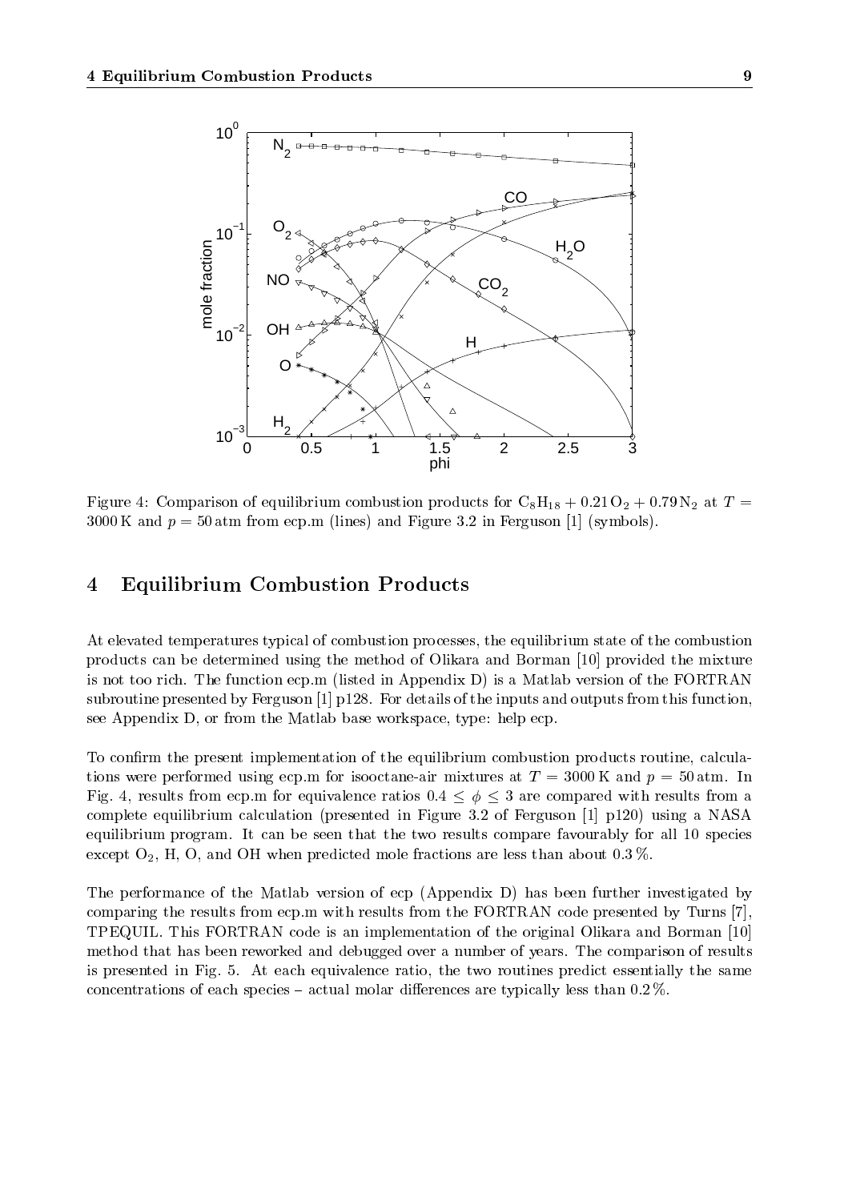Figure 4: Comparison of equilibrium combustion products for $C_8H_{18} + 0.21\,O_2 + 0.79\,N_2$ at $T = 3000\,\text{K}$ and $p = 50\,\text{atm}$ from ecp.m (lines) and Figure 3.2 in Ferguson [1] (symbols).

## 4 Equilibrium Combustion Products

At elevated temperatures typical of combustion processes, the equilibrium state of the combustion products can be determined using the method of Olikara and Borman [10] provided the mixture is not too rich. The function ecp.m (listed in Appendix D) is a Matlab version of the FORTRAN subroutine presented by Ferguson [1] p128. For details of the inputs and outputs from this function, see Appendix D, or from the Matlab base workspace, type: help ecp.

To confirm the present implementation of the equilibrium combustion products routine, calculations were performed using ecp.m for isooctane-air mixtures at $T = 3000\,\text{K}$ and $p = 50\,\text{atm}$. In Fig. 4, results from ecp.m for equivalence ratios $0.4 \leq \phi \leq 3$ are compared with results from a complete equilibrium calculation (presented in Figure 3.2 of Ferguson [1] p120) using a NASA equilibrium program. It can be seen that the two results compare favourably for all 10 species except $O_2$, H, O, and OH when predicted mole fractions are less than about 0.3 %.

The performance of the Matlab version of ecp (Appendix D) has been further investigated by comparing the results from ecp.m with results from the FORTRAN code presented by Turns [7], TPEQUIL. This FORTRAN code is an implementation of the original Olikara and Borman [10] method that has been reworked and debugged over a number of years. The comparison of results is presented in Fig. 5. At each equivalence ratio, the two routines predict essentially the same concentrations of each species – actual molar differences are typically less than 0.2 %.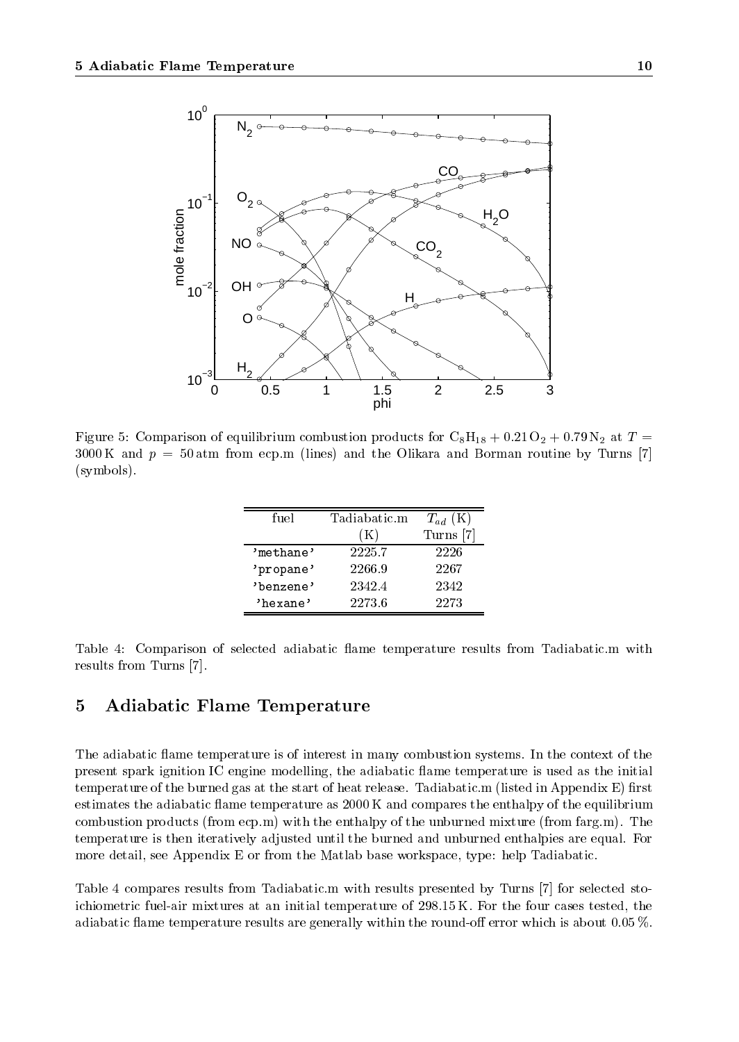Figure 5: Comparison of equilibrium combustion products for $C_8H_{18} + 0.21\,O_2 + 0.79\,N_2$ at $T = 3000$ K and $p = 50$ atm from ecp.m (lines) and the Olikara and Borman routine by Turns [7] (symbols).

| fuel | Tadiabatic.m (K) | $T_{ad}$ (K) Turns [7] |
|---|---|---|
| 'methane' | 2225.7 | 2226 |
| 'propane' | 2266.9 | 2267 |
| 'benzene' | 2342.4 | 2342 |
| 'hexane' | 2273.6 | 2273 |

Table 4: Comparison of selected adiabatic flame temperature results from Tadiabatic.m with results from Turns [7].

## 5 Adiabatic Flame Temperature

The adiabatic flame temperature is of interest in many combustion systems. In the context of the present spark ignition IC engine modelling, the adiabatic flame temperature is used as the initial temperature of the burned gas at the start of heat release. Tadiabatic.m (listed in Appendix E) first estimates the adiabatic flame temperature as 2000 K and compares the enthalpy of the equilibrium combustion products (from ecp.m) with the enthalpy of the unburned mixture (from farg.m). The temperature is then iteratively adjusted until the burned and unburned enthalpies are equal. For more detail, see Appendix E or from the Matlab base workspace, type: help Tadiabatic.

Table 4 compares results from Tadiabatic.m with results presented by Turns [7] for selected stoichiometric fuel-air mixtures at an initial temperature of 298.15 K. For the four cases tested, the adiabatic flame temperature results are generally within the round-off error which is about 0.05 %.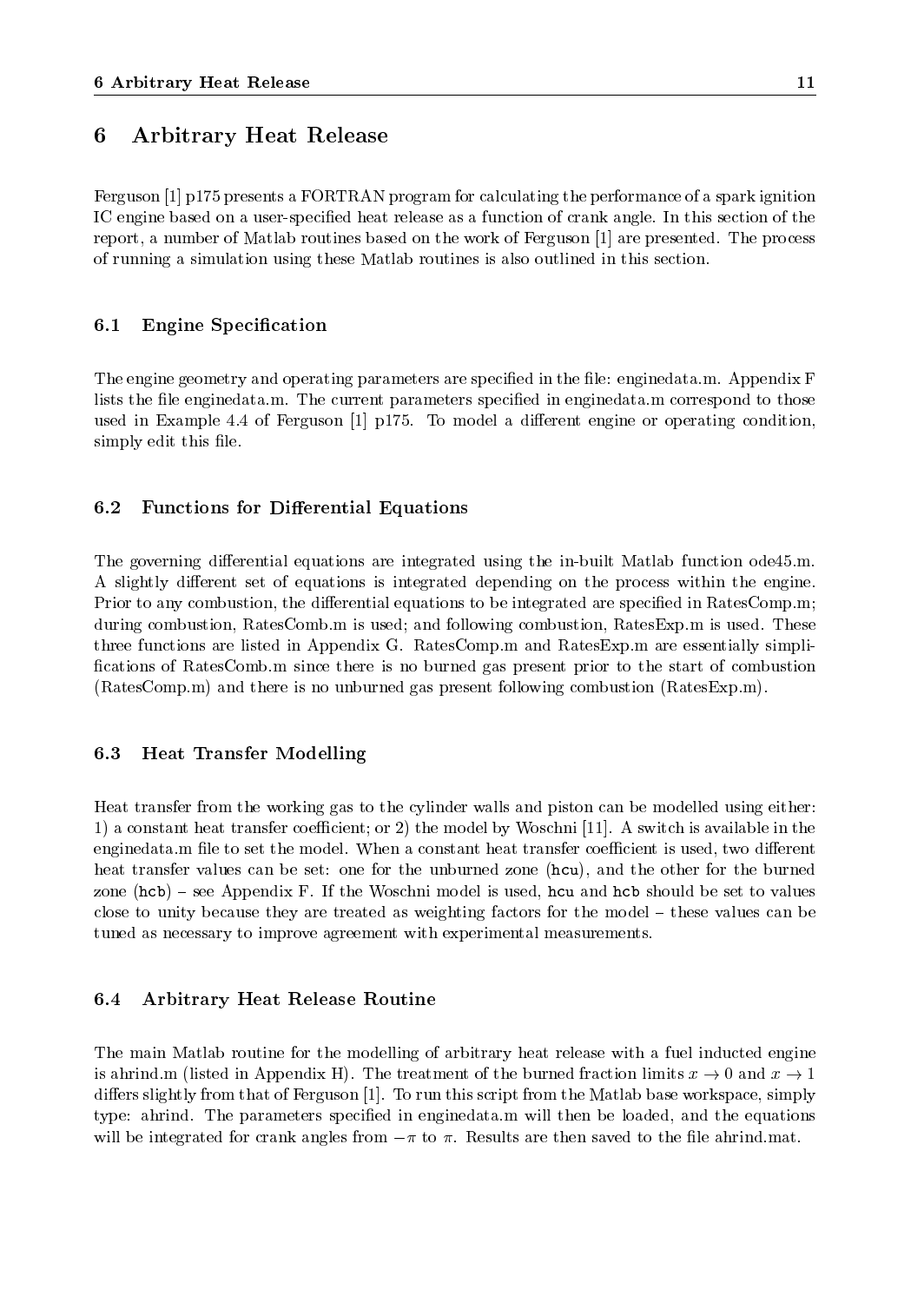# 6 Arbitrary Heat Release

Ferguson [1] p175 presents a FORTRAN program for calculating the performance of a spark ignition IC engine based on a user-specified heat release as a function of crank angle. In this section of the report, a number of Matlab routines based on the work of Ferguson [1] are presented. The process of running a simulation using these Matlab routines is also outlined in this section.

## 6.1 Engine Specification

The engine geometry and operating parameters are specified in the file: enginedata.m. Appendix F lists the file enginedata.m. The current parameters specified in enginedata.m correspond to those used in Example 4.4 of Ferguson [1] p175. To model a different engine or operating condition, simply edit this file.

## 6.2 Functions for Differential Equations

The governing differential equations are integrated using the in-built Matlab function ode45.m. A slightly different set of equations is integrated depending on the process within the engine. Prior to any combustion, the differential equations to be integrated are specified in RatesComp.m; during combustion, RatesComb.m is used; and following combustion, RatesExp.m is used. These three functions are listed in Appendix G. RatesComp.m and RatesExp.m are essentially simplifications of RatesComb.m since there is no burned gas present prior to the start of combustion (RatesComp.m) and there is no unburned gas present following combustion (RatesExp.m).

## 6.3 Heat Transfer Modelling

Heat transfer from the working gas to the cylinder walls and piston can be modelled using either: 1) a constant heat transfer coefficient; or 2) the model by Woschni [11]. A switch is available in the enginedata.m file to set the model. When a constant heat transfer coefficient is used, two different heat transfer values can be set: one for the unburned zone (`hcu`), and the other for the burned zone (`hcb`) – see Appendix F. If the Woschni model is used, `hcu` and `hcb` should be set to values close to unity because they are treated as weighting factors for the model – these values can be tuned as necessary to improve agreement with experimental measurements.

## 6.4 Arbitrary Heat Release Routine

The main Matlab routine for the modelling of arbitrary heat release with a fuel inducted engine is ahrind.m (listed in Appendix H). The treatment of the burned fraction limits $x \to 0$ and $x \to 1$ differs slightly from that of Ferguson [1]. To run this script from the Matlab base workspace, simply type: ahrind. The parameters specified in enginedata.m will then be loaded, and the equations will be integrated for crank angles from $-\pi$ to $\pi$. Results are then saved to the file ahrind.mat.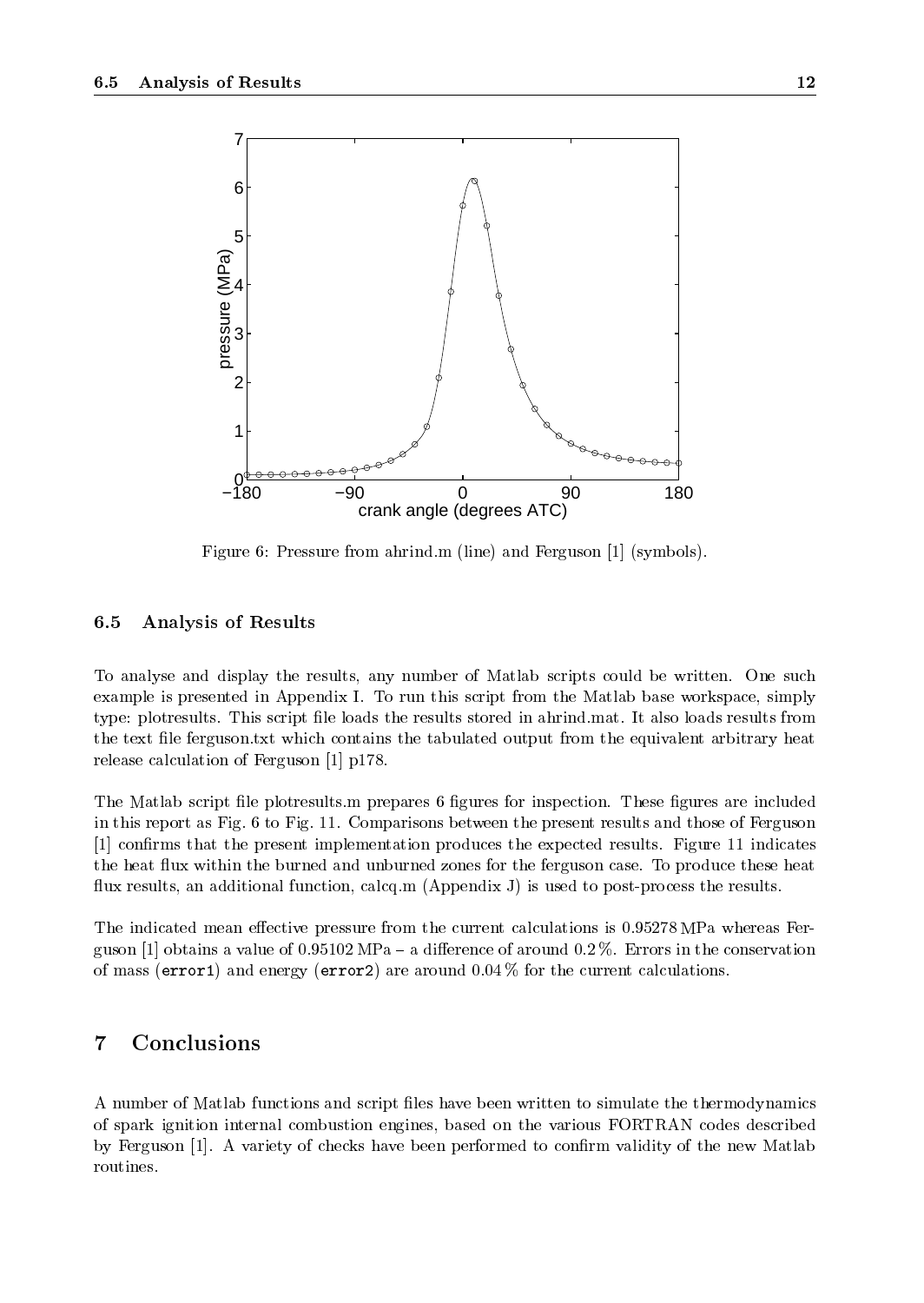Figure 6: Pressure from ahrind.m (line) and Ferguson [1] (symbols).

### 6.5 Analysis of Results

To analyse and display the results, any number of Matlab scripts could be written. One such example is presented in Appendix I. To run this script from the Matlab base workspace, simply type: plotresults. This script file loads the results stored in ahrind.mat. It also loads results from the text file ferguson.txt which contains the tabulated output from the equivalent arbitrary heat release calculation of Ferguson [1] p178.

The Matlab script file plotresults.m prepares 6 figures for inspection. These figures are included in this report as Fig. 6 to Fig. 11. Comparisons between the present results and those of Ferguson [1] confirms that the present implementation produces the expected results. Figure 11 indicates the heat flux within the burned and unburned zones for the ferguson case. To produce these heat flux results, an additional function, calcq.m (Appendix J) is used to post-process the results.

The indicated mean effective pressure from the current calculations is 0.95278 MPa whereas Ferguson [1] obtains a value of 0.95102 MPa – a difference of around 0.2 %. Errors in the conservation of mass (`error1`) and energy (`error2`) are around 0.04 % for the current calculations.

## 7 Conclusions

A number of Matlab functions and script files have been written to simulate the thermodynamics of spark ignition internal combustion engines, based on the various FORTRAN codes described by Ferguson [1]. A variety of checks have been performed to confirm validity of the new Matlab routines.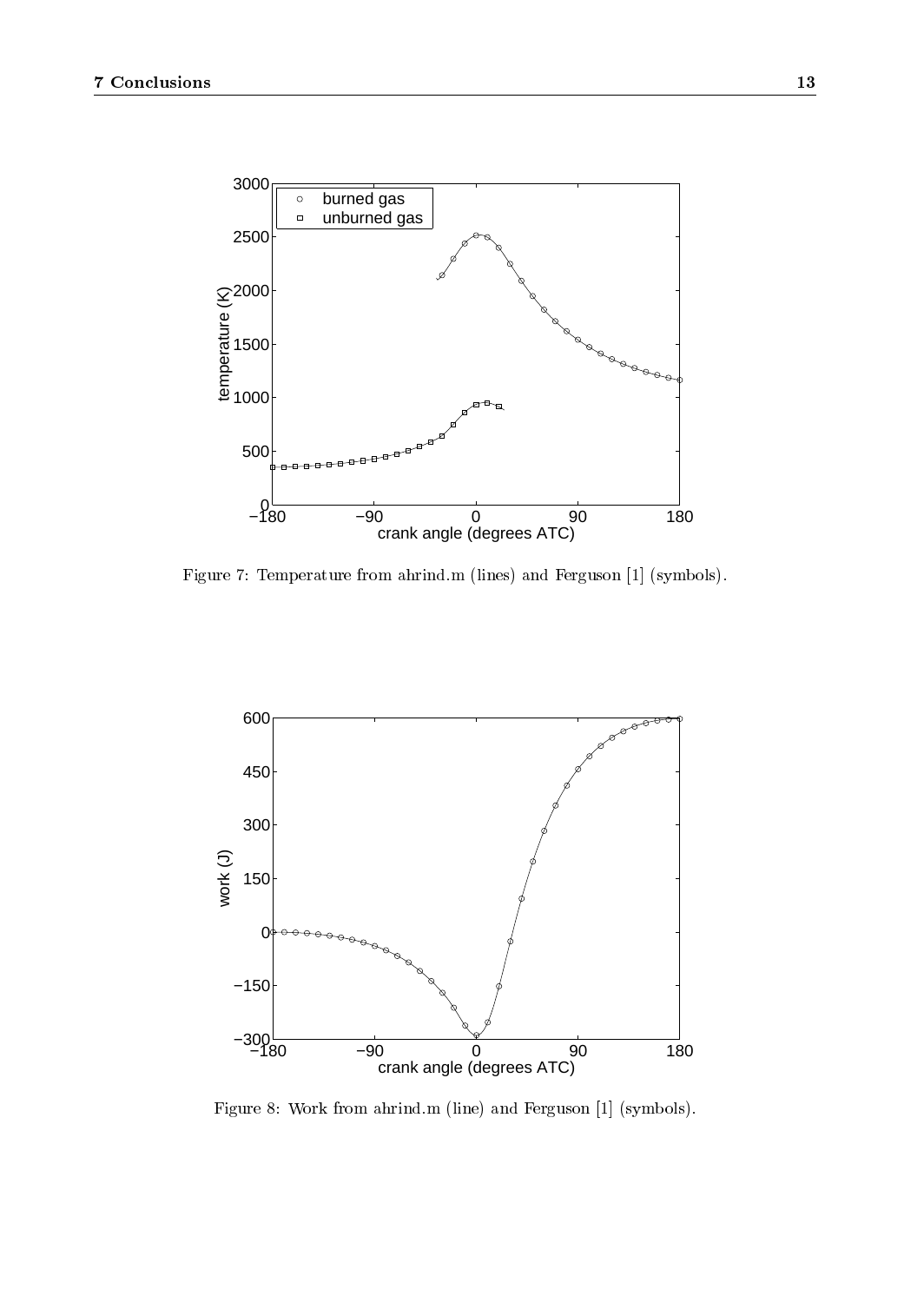Figure 7: Temperature from ahrind.m (lines) and Ferguson [1] (symbols).

Figure 8: Work from ahrind.m (line) and Ferguson [1] (symbols).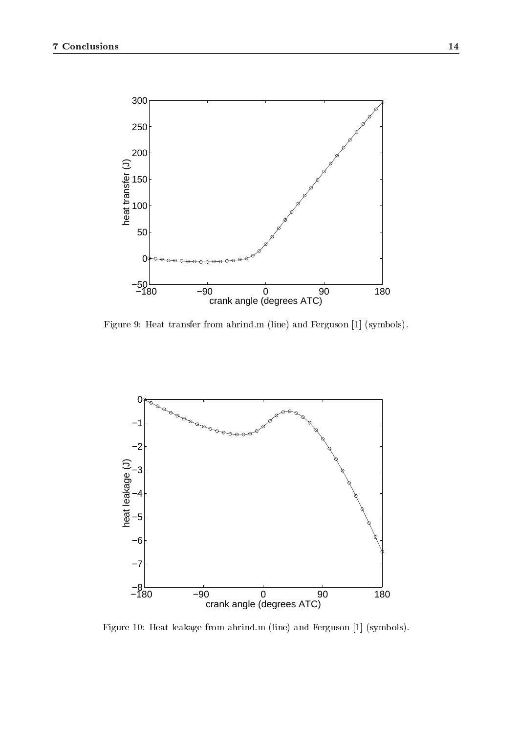Figure 9: Heat transfer from ahrind.m (line) and Ferguson [1] (symbols).

Figure 10: Heat leakage from ahrind.m (line) and Ferguson [1] (symbols).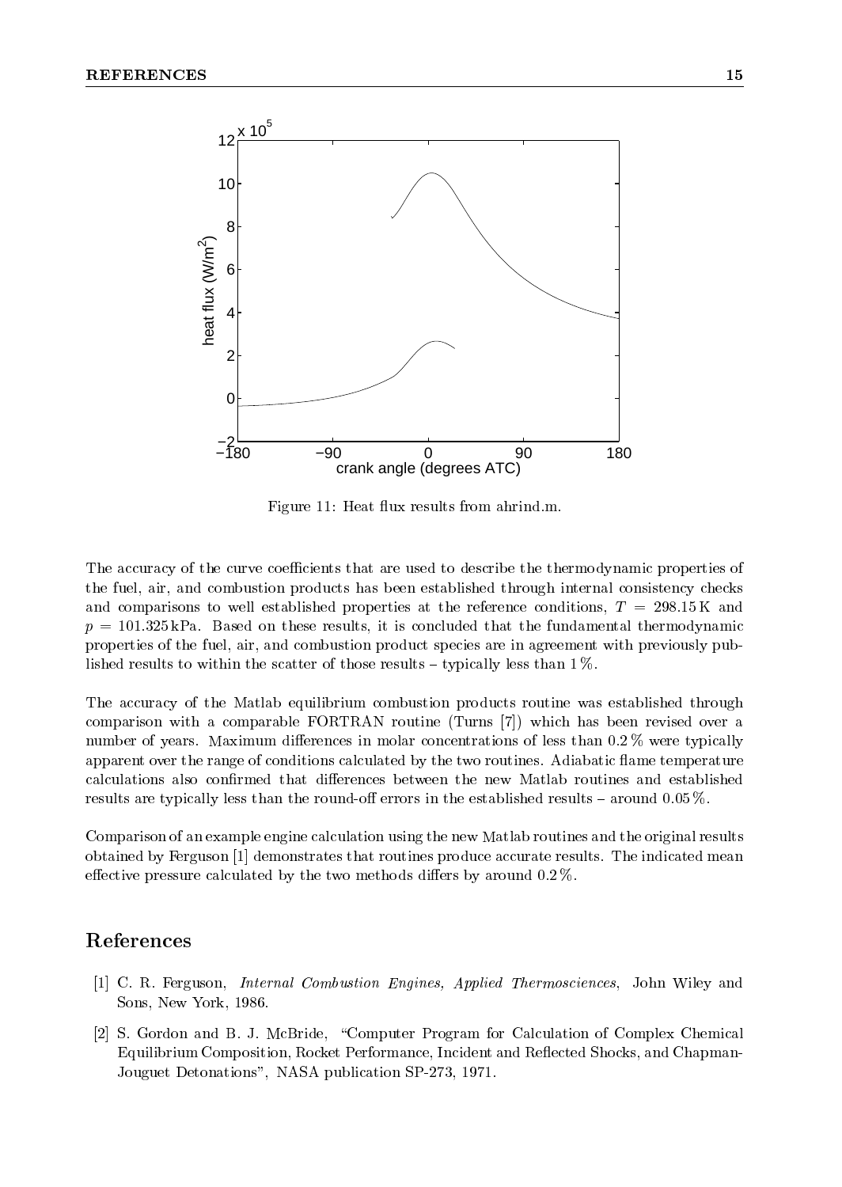Figure 11: Heat flux results from ahrind.m.

The accuracy of the curve coefficients that are used to describe the thermodynamic properties of the fuel, air, and combustion products has been established through internal consistency checks and comparisons to well established properties at the reference conditions, $T = 298.15\,\text{K}$ and $p = 101.325\,\text{kPa}$. Based on these results, it is concluded that the fundamental thermodynamic properties of the fuel, air, and combustion product species are in agreement with previously published results to within the scatter of those results – typically less than 1 %.

The accuracy of the Matlab equilibrium combustion products routine was established through comparison with a comparable FORTRAN routine (Turns [7]) which has been revised over a number of years. Maximum differences in molar concentrations of less than 0.2 % were typically apparent over the range of conditions calculated by the two routines. Adiabatic flame temperature calculations also confirmed that differences between the new Matlab routines and established results are typically less than the round-off errors in the established results – around 0.05 %.

Comparison of an example engine calculation using the new Matlab routines and the original results obtained by Ferguson [1] demonstrates that routines produce accurate results. The indicated mean effective pressure calculated by the two methods differs by around 0.2 %.

# References

[1] C. R. Ferguson, *Internal Combustion Engines, Applied Thermosciences*, John Wiley and Sons, New York, 1986.

[2] S. Gordon and B. J. McBride, "Computer Program for Calculation of Complex Chemical Equilibrium Composition, Rocket Performance, Incident and Reflected Shocks, and Chapman-Jouguet Detonations", NASA publication SP-273, 1971.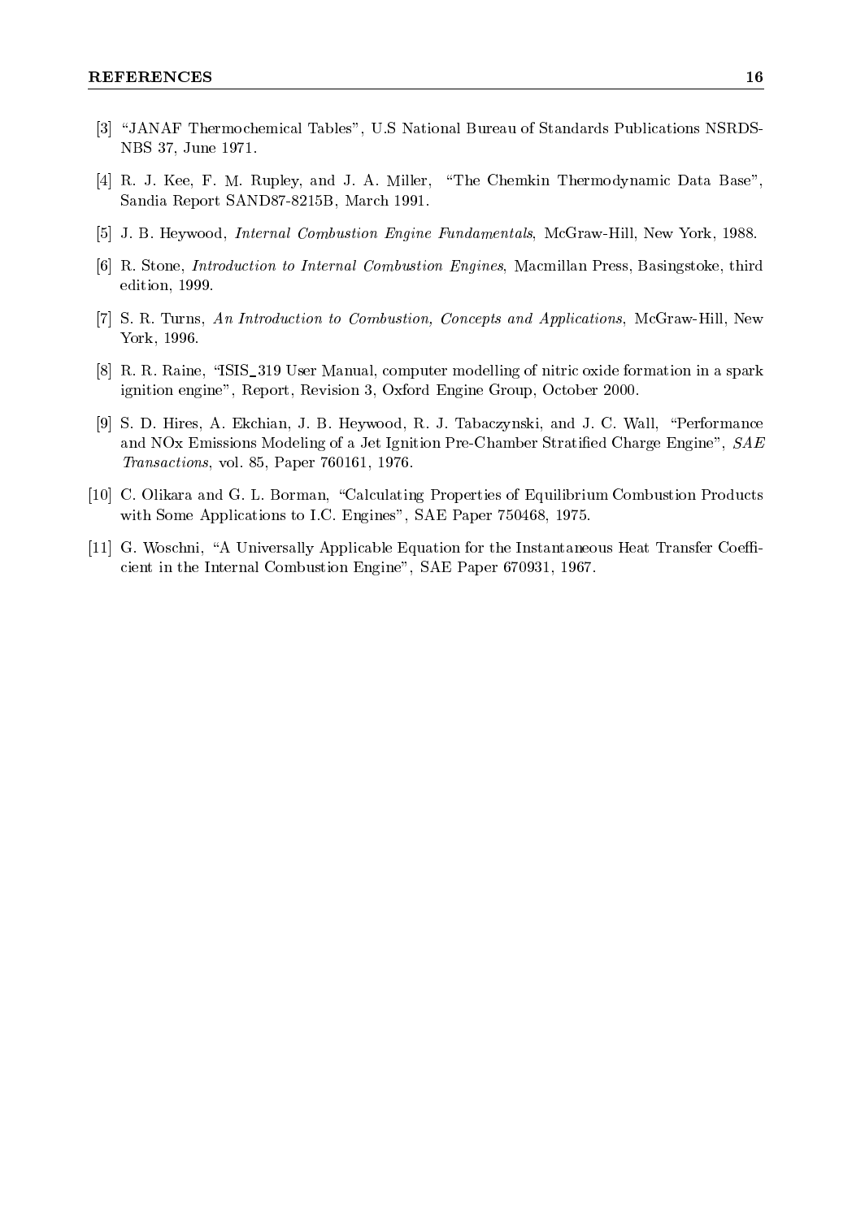[3] "JANAF Thermochemical Tables", U.S National Bureau of Standards Publications NSRDS-NBS 37, June 1971.

[4] R. J. Kee, F. M. Rupley, and J. A. Miller, "The Chemkin Thermodynamic Data Base", Sandia Report SAND87-8215B, March 1991.

[5] J. B. Heywood, *Internal Combustion Engine Fundamentals*, McGraw-Hill, New York, 1988.

[6] R. Stone, *Introduction to Internal Combustion Engines*, Macmillan Press, Basingstoke, third edition, 1999.

[7] S. R. Turns, *An Introduction to Combustion, Concepts and Applications*, McGraw-Hill, New York, 1996.

[8] R. R. Raine, "ISIS_319 User Manual, computer modelling of nitric oxide formation in a spark ignition engine", Report, Revision 3, Oxford Engine Group, October 2000.

[9] S. D. Hires, A. Ekchian, J. B. Heywood, R. J. Tabaczynski, and J. C. Wall, "Performance and NOx Emissions Modeling of a Jet Ignition Pre-Chamber Stratified Charge Engine", *SAE Transactions*, vol. 85, Paper 760161, 1976.

[10] C. Olikara and G. L. Borman, "Calculating Properties of Equilibrium Combustion Products with Some Applications to I.C. Engines", SAE Paper 750468, 1975.

[11] G. Woschni, "A Universally Applicable Equation for the Instantaneous Heat Transfer Coefficient in the Internal Combustion Engine", SAE Paper 670931, 1967.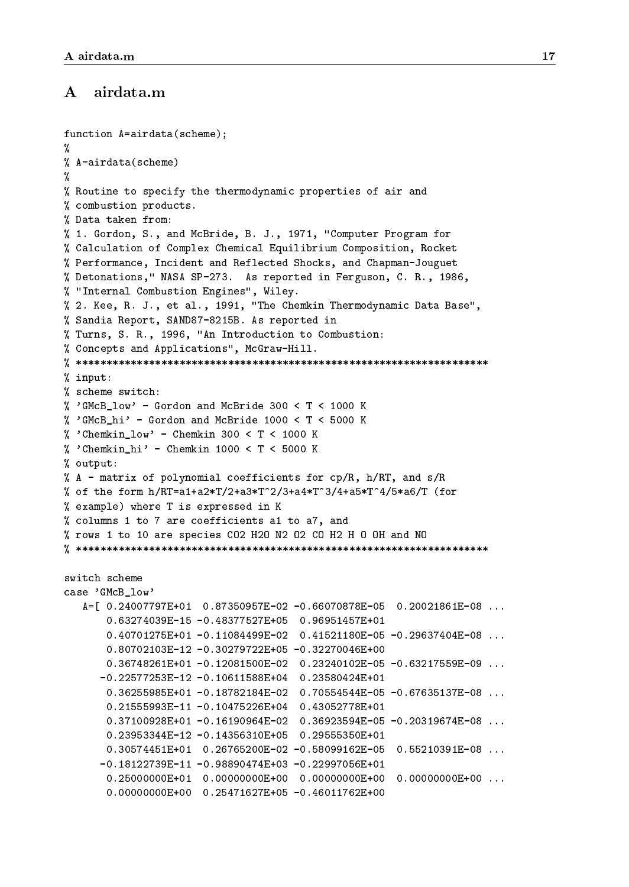# A airdata.m

```
function A=airdata(scheme);
%
% A=airdata(scheme)
%
% Routine to specify the thermodynamic properties of air and
% combustion products.
% Data taken from:
% 1. Gordon, S., and McBride, B. J., 1971, "Computer Program for
% Calculation of Complex Chemical Equilibrium Composition, Rocket
% Performance, Incident and Reflected Shocks, and Chapman-Jouguet
% Detonations," NASA SP-273.  As reported in Ferguson, C. R., 1986,
% "Internal Combustion Engines", Wiley.
% 2. Kee, R. J., et al., 1991, "The Chemkin Thermodynamic Data Base",
% Sandia Report, SAND87-8215B. As reported in
% Turns, S. R., 1996, "An Introduction to Combustion:
% Concepts and Applications", McGraw-Hill.
% *********************************************************************
% input:
% scheme switch:
% 'GMcB_low' - Gordon and McBride 300 < T < 1000 K
% 'GMcB_hi' - Gordon and McBride 1000 < T < 5000 K
% 'Chemkin_low' - Chemkin 300 < T < 1000 K
% 'Chemkin_hi' - Chemkin 1000 < T < 5000 K
% output:
% A - matrix of polynomial coefficients for cp/R, h/RT, and s/R
% of the form h/RT=a1+a2*T/2+a3*T^2/3+a4*T^3/4+a5*T^4/5*a6/T (for
% example) where T is expressed in K
% columns 1 to 7 are coefficients a1 to a7, and
% rows 1 to 10 are species CO2 H2O N2 O2 CO H2 H O OH and NO
% *********************************************************************

switch scheme
case 'GMcB_low'
   A=[ 0.24007797E+01  0.87350957E-02 -0.66070878E-05  0.20021861E-08 ...
       0.63274039E-15 -0.48377527E+05  0.96951457E+01
       0.40701275E+01 -0.11084499E-02  0.41521180E-05 -0.29637404E-08 ...
       0.80702103E-12 -0.30279722E+05 -0.32270046E+00
       0.36748261E+01 -0.12081500E-02  0.23240102E-05 -0.63217559E-09 ...
      -0.22577253E-12 -0.10611588E+04  0.23580424E+01
       0.36255985E+01 -0.18782184E-02  0.70554544E-05 -0.67635137E-08 ...
       0.21555993E-11 -0.10475226E+04  0.43052778E+01
       0.37100928E+01 -0.16190964E-02  0.36923594E-05 -0.20319674E-08 ...
       0.23953344E-12 -0.14356310E+05  0.29555350E+01
       0.30574451E+01  0.26765200E-02 -0.58099162E-05  0.55210391E-08 ...
      -0.18122739E-11 -0.98890474E+03 -0.22997056E+01
       0.25000000E+01  0.00000000E+00  0.00000000E+00  0.00000000E+00 ...
       0.00000000E+00  0.25471627E+05 -0.46011762E+00
```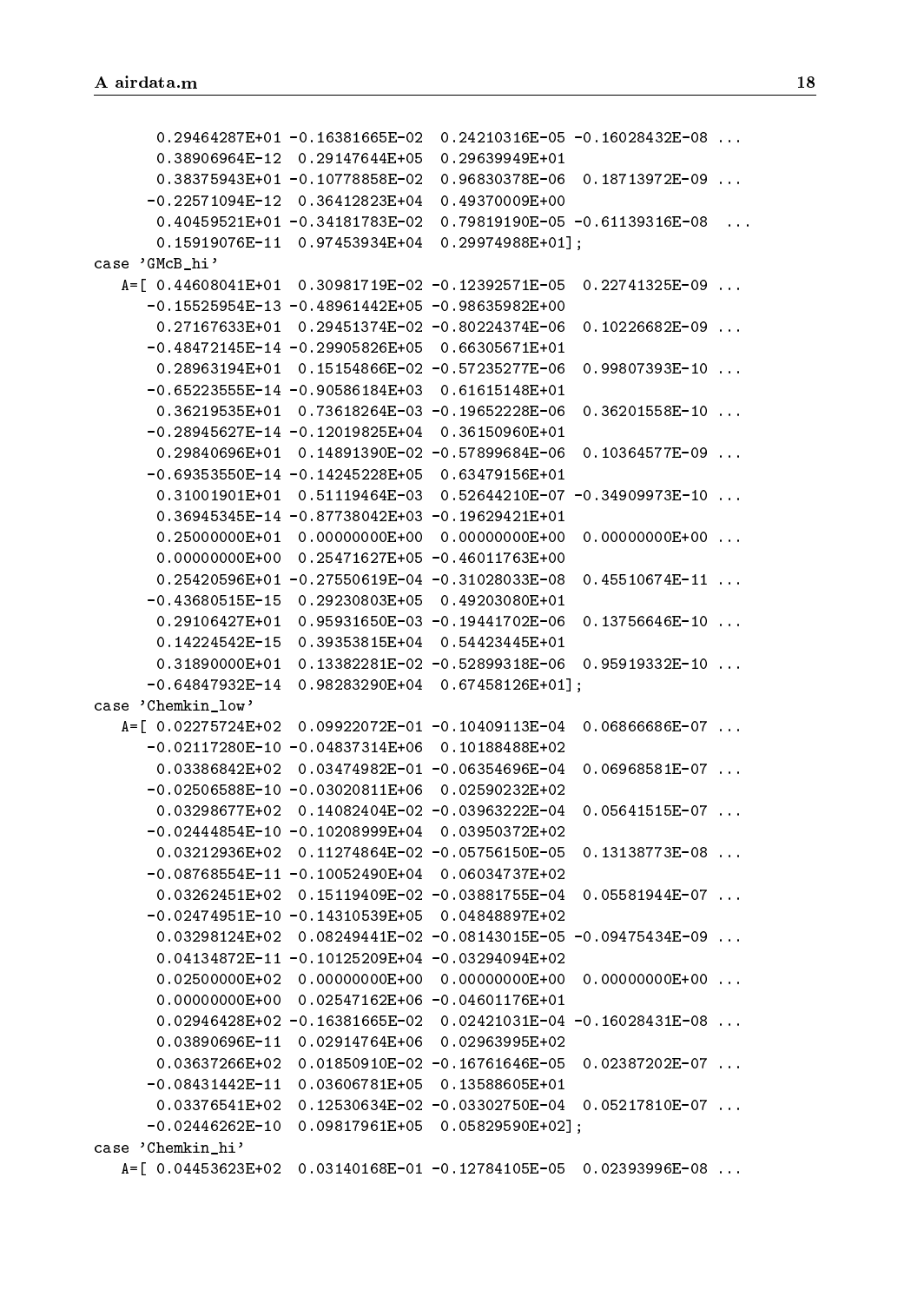```
      0.29464287E+01 -0.16381665E-02  0.24210316E-05 -0.16028432E-08 ...
      0.38906964E-12  0.29147644E+05  0.29639949E+01
      0.38375943E+01 -0.10778858E-02  0.96830378E-06  0.18713972E-09 ...
     -0.22571094E-12  0.36412823E+04  0.49370009E+00
      0.40459521E+01 -0.34181783E-02  0.79819190E-05 -0.61139316E-08  ...
      0.15919076E-11  0.97453934E+04  0.29974988E+01];
case 'GMcB_hi'
   A=[ 0.44608041E+01  0.30981719E-02 -0.12392571E-05  0.22741325E-09 ...
     -0.15525954E-13 -0.48961442E+05 -0.98635982E+00
      0.27167633E+01  0.29451374E-02 -0.80224374E-06  0.10226682E-09 ...
     -0.48472145E-14 -0.29905826E+05  0.66305671E+01
      0.28963194E+01  0.15154866E-02 -0.57235277E-06  0.99807393E-10 ...
     -0.65223555E-14 -0.90586184E+03  0.61615148E+01
      0.36219535E+01  0.73618264E-03 -0.19652228E-06  0.36201558E-10 ...
     -0.28945627E-14 -0.12019825E+04  0.36150960E+01
      0.29840696E+01  0.14891390E-02 -0.57899684E-06  0.10364577E-09 ...
     -0.69353550E-14 -0.14245228E+05  0.63479156E+01
      0.31001901E+01  0.51119464E-03  0.52644210E-07 -0.34909973E-10 ...
      0.36945345E-14 -0.87738042E+03 -0.19629421E+01
      0.25000000E+01  0.00000000E+00  0.00000000E+00  0.00000000E+00 ...
      0.00000000E+00  0.25471627E+05 -0.46011763E+00
      0.25420596E+01 -0.27550619E-04 -0.31028033E-08  0.45510674E-11 ...
     -0.43680515E-15  0.29230803E+05  0.49203080E+01
      0.29106427E+01  0.95931650E-03 -0.19441702E-06  0.13756646E-10 ...
      0.14224542E-15  0.39353815E+04  0.54423445E+01
      0.31890000E+01  0.13382281E-02 -0.52899318E-06  0.95919332E-10 ...
     -0.64847932E-14  0.98283290E+04  0.67458126E+01];
case 'Chemkin_low'
   A=[ 0.02275724E+02  0.09922072E-01 -0.10409113E-04  0.06866686E-07 ...
     -0.02117280E-10 -0.04837314E+06  0.10188488E+02
      0.03386842E+02  0.03474982E-01 -0.06354696E-04  0.06968581E-07 ...
     -0.02506588E-10 -0.03020811E+06  0.02590232E+02
      0.03298677E+02  0.14082404E-02 -0.03963222E-04  0.05641515E-07 ...
     -0.02444854E-10 -0.10208999E+04  0.03950372E+02
      0.03212936E+02  0.11274864E-02 -0.05756150E-05  0.13138773E-08 ...
     -0.08768554E-11 -0.10052490E+04  0.06034737E+02
      0.03262451E+02  0.15119409E-02 -0.03881755E-04  0.05581944E-07 ...
     -0.02474951E-10 -0.14310539E+05  0.04848897E+02
      0.03298124E+02  0.08249441E-02 -0.08143015E-05 -0.09475434E-09 ...
      0.04134872E-11 -0.10125209E+04 -0.03294094E+02
      0.02500000E+02  0.00000000E+00  0.00000000E+00  0.00000000E+00 ...
      0.00000000E+00  0.02547162E+06 -0.04601176E+01
      0.02946428E+02 -0.16381665E-02  0.02421031E-04 -0.16028431E-08 ...
      0.03890696E-11  0.02914764E+06  0.02963995E+02
      0.03637266E+02  0.01850910E-02 -0.16761646E-05  0.02387202E-07 ...
     -0.08431442E-11  0.03606781E+05  0.13588605E+01
      0.03376541E+02  0.12530634E-02 -0.03302750E-04  0.05217810E-07 ...
     -0.02446262E-10  0.09817961E+05  0.05829590E+02];
case 'Chemkin_hi'
   A=[ 0.04453623E+02  0.03140168E-01 -0.12784105E-05  0.02393996E-08 ...
```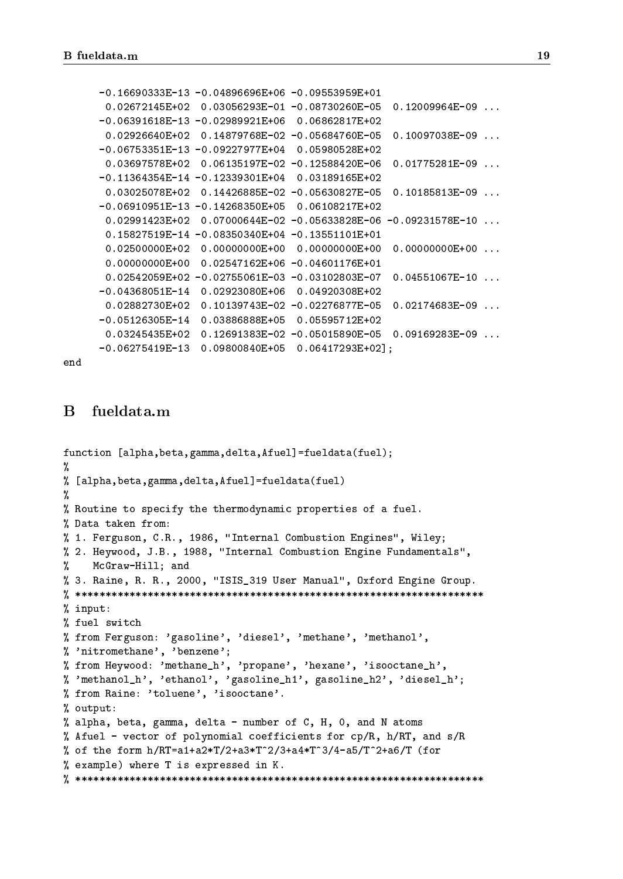```
      -0.16690333E-13 -0.04896696E+06 -0.09553959E+01
       0.02672145E+02  0.03056293E-01 -0.08730260E-05  0.12009964E-09 ...
      -0.06391618E-13 -0.02989921E+06  0.06862817E+02
       0.02926640E+02  0.14879768E-02 -0.05684760E-05  0.10097038E-09 ...
      -0.06753351E-13 -0.09227977E+04  0.05980528E+02
       0.03697578E+02  0.06135197E-02 -0.12588420E-06  0.01775281E-09 ...
      -0.11364354E-14 -0.12339301E+04  0.03189165E+02
       0.03025078E+02  0.14426885E-02 -0.05630827E-05  0.10185813E-09 ...
      -0.06910951E-13 -0.14268350E+05  0.06108217E+02
       0.02991423E+02  0.07000644E-02 -0.05633828E-06 -0.09231578E-10 ...
       0.15827519E-14 -0.08350340E+04 -0.13551101E+01
       0.02500000E+02  0.00000000E+00  0.00000000E+00  0.00000000E+00 ...
       0.00000000E+00  0.02547162E+06 -0.04601176E+01
       0.02542059E+02 -0.02755061E-03 -0.03102803E-07  0.04551067E-10 ...
      -0.04368051E-14  0.02923080E+06  0.04920308E+02
       0.02882730E+02  0.10139743E-02 -0.02276877E-05  0.02174683E-09 ...
      -0.05126305E-14  0.03886888E+05  0.05595712E+02
       0.03245435E+02  0.12691383E-02 -0.05015890E-05  0.09169283E-09 ...
      -0.06275419E-13  0.09800840E+05  0.06417293E+02];
end
```

# B fueldata.m

```
function [alpha,beta,gamma,delta,Afuel]=fueldata(fuel);
%
% [alpha,beta,gamma,delta,Afuel]=fueldata(fuel)
%
% Routine to specify the thermodynamic properties of a fuel.
% Data taken from:
% 1. Ferguson, C.R., 1986, "Internal Combustion Engines", Wiley;
% 2. Heywood, J.B., 1988, "Internal Combustion Engine Fundamentals",
%    McGraw-Hill; and
% 3. Raine, R. R., 2000, "ISIS_319 User Manual", Oxford Engine Group.
% **********************************************************************
% input:
% fuel switch
% from Ferguson: 'gasoline', 'diesel', 'methane', 'methanol',
% 'nitromethane', 'benzene';
% from Heywood: 'methane_h', 'propane', 'hexane', 'isooctane_h',
% 'methanol_h', 'ethanol', 'gasoline_h1', gasoline_h2', 'diesel_h';
% from Raine: 'toluene', 'isooctane'.
% output:
% alpha, beta, gamma, delta - number of C, H, O, and N atoms
% Afuel - vector of polynomial coefficients for cp/R, h/RT, and s/R
% of the form h/RT=a1+a2*T/2+a3*T^2/3+a4*T^3/4-a5/T^2+a6/T (for
% example) where T is expressed in K.
% **********************************************************************
```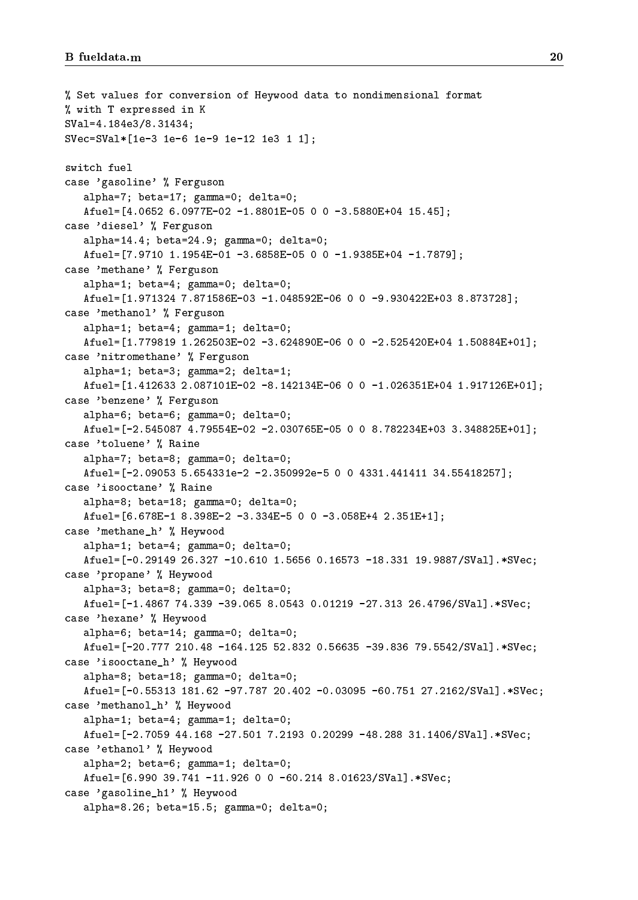```
% Set values for conversion of Heywood data to nondimensional format
% with T expressed in K
SVal=4.184e3/8.31434;
SVec=SVal*[1e-3 1e-6 1e-9 1e-12 1e3 1 1];

switch fuel
case 'gasoline' % Ferguson
   alpha=7; beta=17; gamma=0; delta=0;
   Afuel=[4.0652 6.0977E-02 -1.8801E-05 0 0 -3.5880E+04 15.45];
case 'diesel' % Ferguson
   alpha=14.4; beta=24.9; gamma=0; delta=0;
   Afuel=[7.9710 1.1954E-01 -3.6858E-05 0 0 -1.9385E+04 -1.7879];
case 'methane' % Ferguson
   alpha=1; beta=4; gamma=0; delta=0;
   Afuel=[1.971324 7.871586E-03 -1.048592E-06 0 0 -9.930422E+03 8.873728];
case 'methanol' % Ferguson
   alpha=1; beta=4; gamma=1; delta=0;
   Afuel=[1.779819 1.262503E-02 -3.624890E-06 0 0 -2.525420E+04 1.50884E+01];
case 'nitromethane' % Ferguson
   alpha=1; beta=3; gamma=2; delta=1;
   Afuel=[1.412633 2.087101E-02 -8.142134E-06 0 0 -1.026351E+04 1.917126E+01];
case 'benzene' % Ferguson
   alpha=6; beta=6; gamma=0; delta=0;
   Afuel=[-2.545087 4.79554E-02 -2.030765E-05 0 0 8.782234E+03 3.348825E+01];
case 'toluene' % Raine
   alpha=7; beta=8; gamma=0; delta=0;
   Afuel=[-2.09053 5.654331e-2 -2.350992e-5 0 0 4331.441411 34.55418257];
case 'isooctane' % Raine
   alpha=8; beta=18; gamma=0; delta=0;
   Afuel=[6.678E-1 8.398E-2 -3.334E-5 0 0 -3.058E+4 2.351E+1];
case 'methane_h' % Heywood
   alpha=1; beta=4; gamma=0; delta=0;
   Afuel=[-0.29149 26.327 -10.610 1.5656 0.16573 -18.331 19.9887/SVal].*SVec;
case 'propane' % Heywood
   alpha=3; beta=8; gamma=0; delta=0;
   Afuel=[-1.4867 74.339 -39.065 8.0543 0.01219 -27.313 26.4796/SVal].*SVec;
case 'hexane' % Heywood
   alpha=6; beta=14; gamma=0; delta=0;
   Afuel=[-20.777 210.48 -164.125 52.832 0.56635 -39.836 79.5542/SVal].*SVec;
case 'isooctane_h' % Heywood
   alpha=8; beta=18; gamma=0; delta=0;
   Afuel=[-0.55313 181.62 -97.787 20.402 -0.03095 -60.751 27.2162/SVal].*SVec;
case 'methanol_h' % Heywood
   alpha=1; beta=4; gamma=1; delta=0;
   Afuel=[-2.7059 44.168 -27.501 7.2193 0.20299 -48.288 31.1406/SVal].*SVec;
case 'ethanol' % Heywood
   alpha=2; beta=6; gamma=1; delta=0;
   Afuel=[6.990 39.741 -11.926 0 0 -60.214 8.01623/SVal].*SVec;
case 'gasoline_h1' % Heywood
   alpha=8.26; beta=15.5; gamma=0; delta=0;
```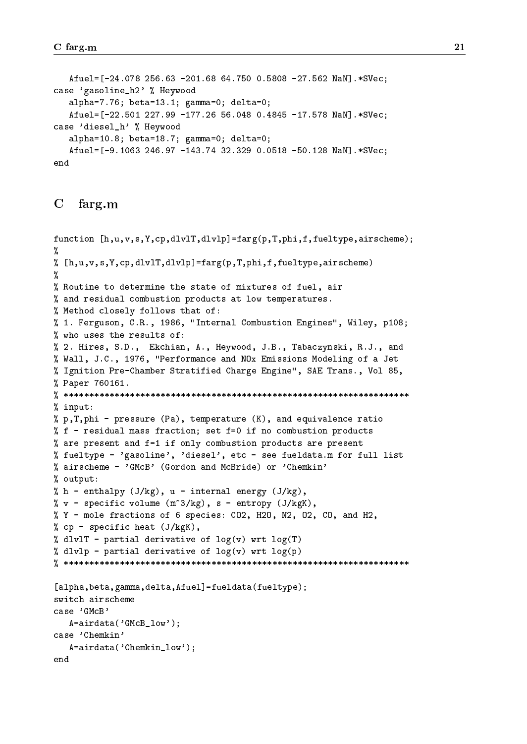```
   Afuel=[-24.078 256.63 -201.68 64.750 0.5808 -27.562 NaN].*SVec;
case 'gasoline_h2' % Heywood
   alpha=7.76; beta=13.1; gamma=0; delta=0;
   Afuel=[-22.501 227.99 -177.26 56.048 0.4845 -17.578 NaN].*SVec;
case 'diesel_h' % Heywood
   alpha=10.8; beta=18.7; gamma=0; delta=0;
   Afuel=[-9.1063 246.97 -143.74 32.329 0.0518 -50.128 NaN].*SVec;
end
```

## C farg.m

```
function [h,u,v,s,Y,cp,dlvlT,dlvlp]=farg(p,T,phi,f,fueltype,airscheme);
%
% [h,u,v,s,Y,cp,dlvlT,dlvlp]=farg(p,T,phi,f,fueltype,airscheme)
%
% Routine to determine the state of mixtures of fuel, air
% and residual combustion products at low temperatures.
% Method closely follows that of:
% 1. Ferguson, C.R., 1986, "Internal Combustion Engines", Wiley, p108;
% who uses the results of:
% 2. Hires, S.D., Ekchian, A., Heywood, J.B., Tabaczynski, R.J., and
% Wall, J.C., 1976, "Performance and NOx Emissions Modeling of a Jet
% Ignition Pre-Chamber Stratified Charge Engine", SAE Trans., Vol 85,
% Paper 760161.
% **********************************************************************
% input:
% p,T,phi - pressure (Pa), temperature (K), and equivalence ratio
% f - residual mass fraction; set f=0 if no combustion products
% are present and f=1 if only combustion products are present
% fueltype - 'gasoline', 'diesel', etc - see fueldata.m for full list
% airscheme - 'GMcB' (Gordon and McBride) or 'Chemkin'
% output:
% h - enthalpy (J/kg), u - internal energy (J/kg),
% v - specific volume (m^3/kg), s - entropy (J/kgK),
% Y - mole fractions of 6 species: CO2, H2O, N2, O2, CO, and H2,
% cp - specific heat (J/kgK),
% dlvlT - partial derivative of log(v) wrt log(T)
% dlvlp - partial derivative of log(v) wrt log(p)
% **********************************************************************

[alpha,beta,gamma,delta,Afuel]=fueldata(fueltype);
switch airscheme
case 'GMcB'
   A=airdata('GMcB_low');
case 'Chemkin'
   A=airdata('Chemkin_low');
end
```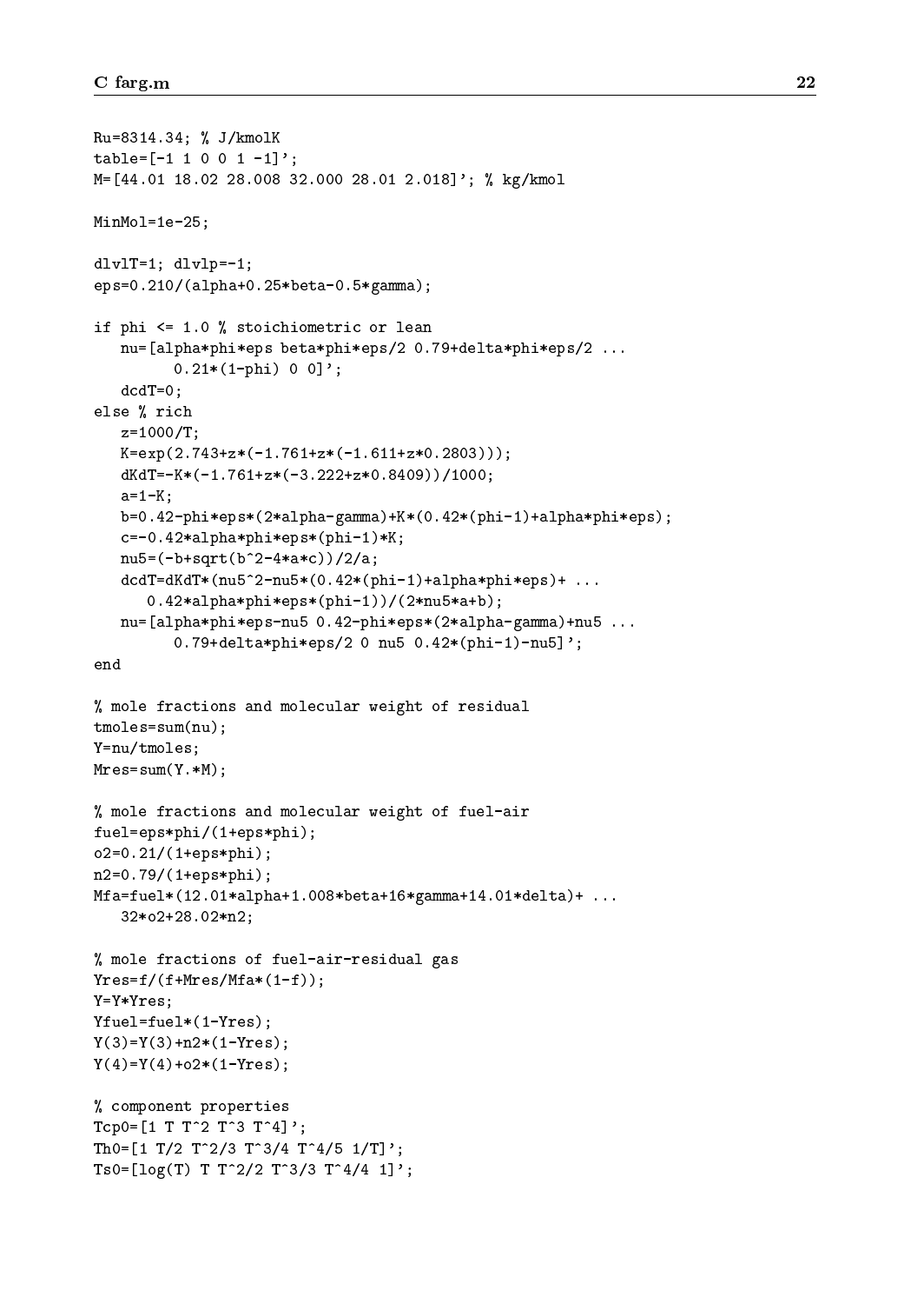```
Ru=8314.34; % J/kmolK
table=[-1 1 0 0 1 -1]';
M=[44.01 18.02 28.008 32.000 28.01 2.018]'; % kg/kmol

MinMol=1e-25;

dlvlT=1; dlvlp=-1;
eps=0.210/(alpha+0.25*beta-0.5*gamma);

if phi <= 1.0 % stoichiometric or lean
   nu=[alpha*phi*eps beta*phi*eps/2 0.79+delta*phi*eps/2 ...
        0.21*(1-phi) 0 0]';
   dcdT=0;
else % rich
   z=1000/T;
   K=exp(2.743+z*(-1.761+z*(-1.611+z*0.2803)));
   dKdT=-K*(-1.761+z*(-3.222+z*0.8409))/1000;
   a=1-K;
   b=0.42-phi*eps*(2*alpha-gamma)+K*(0.42*(phi-1)+alpha*phi*eps);
   c=-0.42*alpha*phi*eps*(phi-1)*K;
   nu5=(-b+sqrt(b^2-4*a*c))/2/a;
   dcdT=dKdT*(nu5^2-nu5*(0.42*(phi-1)+alpha*phi*eps)+ ...
      0.42*alpha*phi*eps*(phi-1))/(2*nu5*a+b);
   nu=[alpha*phi*eps-nu5 0.42-phi*eps*(2*alpha-gamma)+nu5 ...
        0.79+delta*phi*eps/2 0 nu5 0.42*(phi-1)-nu5]';
end

% mole fractions and molecular weight of residual
tmoles=sum(nu);
Y=nu/tmoles;
Mres=sum(Y.*M);

% mole fractions and molecular weight of fuel-air
fuel=eps*phi/(1+eps*phi);
o2=0.21/(1+eps*phi);
n2=0.79/(1+eps*phi);
Mfa=fuel*(12.01*alpha+1.008*beta+16*gamma+14.01*delta)+ ...
   32*o2+28.02*n2;

% mole fractions of fuel-air-residual gas
Yres=f/(f+Mres/Mfa*(1-f));
Y=Y*Yres;
Yfuel=fuel*(1-Yres);
Y(3)=Y(3)+n2*(1-Yres);
Y(4)=Y(4)+o2*(1-Yres);

% component properties
Tcp0=[1 T T^2 T^3 T^4]';
Th0=[1 T/2 T^2/3 T^3/4 T^4/5 1/T]';
Ts0=[log(T) T T^2/2 T^3/3 T^4/4 1]';
```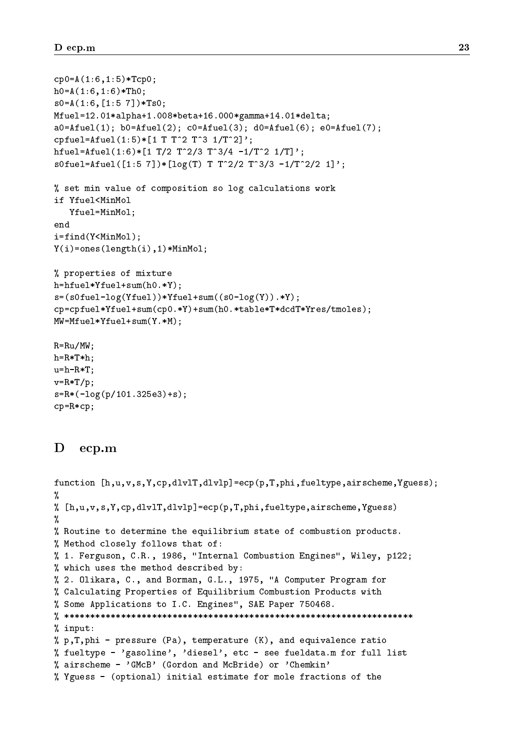```
cp0=A(1:6,1:5)*Tcp0;
h0=A(1:6,1:6)*Th0;
s0=A(1:6,[1:5 7])*Ts0;
Mfuel=12.01*alpha+1.008*beta+16.000*gamma+14.01*delta;
a0=Afuel(1); b0=Afuel(2); c0=Afuel(3); d0=Afuel(6); e0=Afuel(7);
cpfuel=Afuel(1:5)*[1 T T^2 T^3 1/T^2]';
hfuel=Afuel(1:6)*[1 T/2 T^2/3 T^3/4 -1/T^2 1/T]';
s0fuel=Afuel([1:5 7])*[log(T) T T^2/2 T^3/3 -1/T^2/2 1]';

% set min value of composition so log calculations work
if Yfuel<MinMol
   Yfuel=MinMol;
end
i=find(Y<MinMol);
Y(i)=ones(length(i),1)*MinMol;

% properties of mixture
h=hfuel*Yfuel+sum(h0.*Y);
s=(s0fuel-log(Yfuel))*Yfuel+sum((s0-log(Y)).*Y);
cp=cpfuel*Yfuel+sum(cp0.*Y)+sum(h0.*table*T*dcdT*Yres/tmoles);
MW=Mfuel*Yfuel+sum(Y.*M);

R=Ru/MW;
h=R*T*h;
u=h-R*T;
v=R*T/p;
s=R*(-log(p/101.325e3)+s);
cp=R*cp;
```

# D ecp.m

```
function [h,u,v,s,Y,cp,dlvlT,dlvlp]=ecp(p,T,phi,fueltype,airscheme,Yguess);
%
% [h,u,v,s,Y,cp,dlvlT,dlvlp]=ecp(p,T,phi,fueltype,airscheme,Yguess)
%
% Routine to determine the equilibrium state of combustion products.
% Method closely follows that of:
% 1. Ferguson, C.R., 1986, "Internal Combustion Engines", Wiley, p122;
% which uses the method described by:
% 2. Olikara, C., and Borman, G.L., 1975, "A Computer Program for
% Calculating Properties of Equilibrium Combustion Products with
% Some Applications to I.C. Engines", SAE Paper 750468.
% ********************************************************************
% input:
% p,T,phi - pressure (Pa), temperature (K), and equivalence ratio
% fueltype - 'gasoline', 'diesel', etc - see fueldata.m for full list
% airscheme - 'GMcB' (Gordon and McBride) or 'Chemkin'
% Yguess - (optional) initial estimate for mole fractions of the
```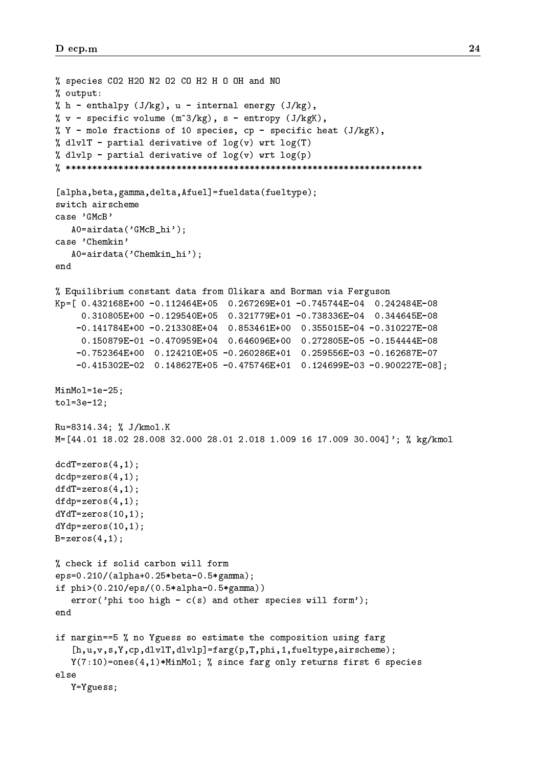```
% species CO2 H2O N2 O2 CO H2 H O OH and NO
% output:
% h - enthalpy (J/kg), u - internal energy (J/kg),
% v - specific volume (m^3/kg), s - entropy (J/kgK),
% Y - mole fractions of 10 species, cp - specific heat (J/kgK),
% dlvlT - partial derivative of log(v) wrt log(T)
% dlvlp - partial derivative of log(v) wrt log(p)
% ********************************************************************

[alpha,beta,gamma,delta,Afuel]=fueldata(fueltype);
switch airscheme
case 'GMcB'
   A0=airdata('GMcB_hi');
case 'Chemkin'
   A0=airdata('Chemkin_hi');
end

% Equilibrium constant data from Olikara and Borman via Ferguson
Kp=[ 0.432168E+00 -0.112464E+05  0.267269E+01 -0.745744E-04  0.242484E-08
     0.310805E+00 -0.129540E+05  0.321779E+01 -0.738336E-04  0.344645E-08
    -0.141784E+00 -0.213308E+04  0.853461E+00  0.355015E-04 -0.310227E-08
     0.150879E-01 -0.470959E+04  0.646096E+00  0.272805E-05 -0.154444E-08
    -0.752364E+00  0.124210E+05 -0.260286E+01  0.259556E-03 -0.162687E-07
    -0.415302E-02  0.148627E+05 -0.475746E+01  0.124699E-03 -0.900227E-08];

MinMol=1e-25;
tol=3e-12;

Ru=8314.34; % J/kmol.K
M=[44.01 18.02 28.008 32.000 28.01 2.018 1.009 16 17.009 30.004]'; % kg/kmol

dcdT=zeros(4,1);
dcdp=zeros(4,1);
dfdT=zeros(4,1);
dfdp=zeros(4,1);
dYdT=zeros(10,1);
dYdp=zeros(10,1);
B=zeros(4,1);

% check if solid carbon will form
eps=0.210/(alpha+0.25*beta-0.5*gamma);
if phi>(0.210/eps/(0.5*alpha-0.5*gamma))
   error('phi too high - c(s) and other species will form');
end

if nargin==5 % no Yguess so estimate the composition using farg
   [h,u,v,s,Y,cp,dlvlT,dlvlp]=farg(p,T,phi,1,fueltype,airscheme);
   Y(7:10)=ones(4,1)*MinMol; % since farg only returns first 6 species
else
   Y=Yguess;
```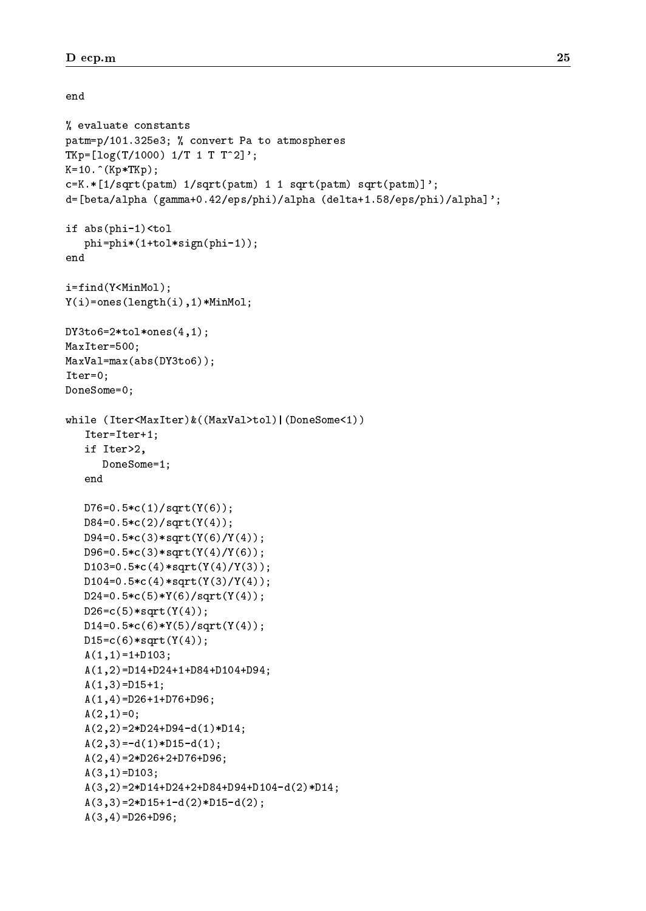```
end

% evaluate constants
patm=p/101.325e3; % convert Pa to atmospheres
TKp=[log(T/1000) 1/T 1 T T^2]';
K=10.^(Kp*TKp);
c=K.*[1/sqrt(patm) 1/sqrt(patm) 1 1 sqrt(patm) sqrt(patm)]';
d=[beta/alpha (gamma+0.42/eps/phi)/alpha (delta+1.58/eps/phi)/alpha]';

if abs(phi-1)<tol
   phi=phi*(1+tol*sign(phi-1));
end

i=find(Y<MinMol);
Y(i)=ones(length(i),1)*MinMol;

DY3to6=2*tol*ones(4,1);
MaxIter=500;
MaxVal=max(abs(DY3to6));
Iter=0;
DoneSome=0;

while (Iter<MaxIter)&((MaxVal>tol)|(DoneSome<1))
   Iter=Iter+1;
   if Iter>2,
      DoneSome=1;
   end

   D76=0.5*c(1)/sqrt(Y(6));
   D84=0.5*c(2)/sqrt(Y(4));
   D94=0.5*c(3)*sqrt(Y(6)/Y(4));
   D96=0.5*c(3)*sqrt(Y(4)/Y(6));
   D103=0.5*c(4)*sqrt(Y(4)/Y(3));
   D104=0.5*c(4)*sqrt(Y(3)/Y(4));
   D24=0.5*c(5)*Y(6)/sqrt(Y(4));
   D26=c(5)*sqrt(Y(4));
   D14=0.5*c(6)*Y(5)/sqrt(Y(4));
   D15=c(6)*sqrt(Y(4));
   A(1,1)=1+D103;
   A(1,2)=D14+D24+1+D84+D104+D94;
   A(1,3)=D15+1;
   A(1,4)=D26+1+D76+D96;
   A(2,1)=0;
   A(2,2)=2*D24+D94-d(1)*D14;
   A(2,3)=-d(1)*D15-d(1);
   A(2,4)=2*D26+2+D76+D96;
   A(3,1)=D103;
   A(3,2)=2*D14+D24+2+D84+D94+D104-d(2)*D14;
   A(3,3)=2*D15+1-d(2)*D15-d(2);
   A(3,4)=D26+D96;
```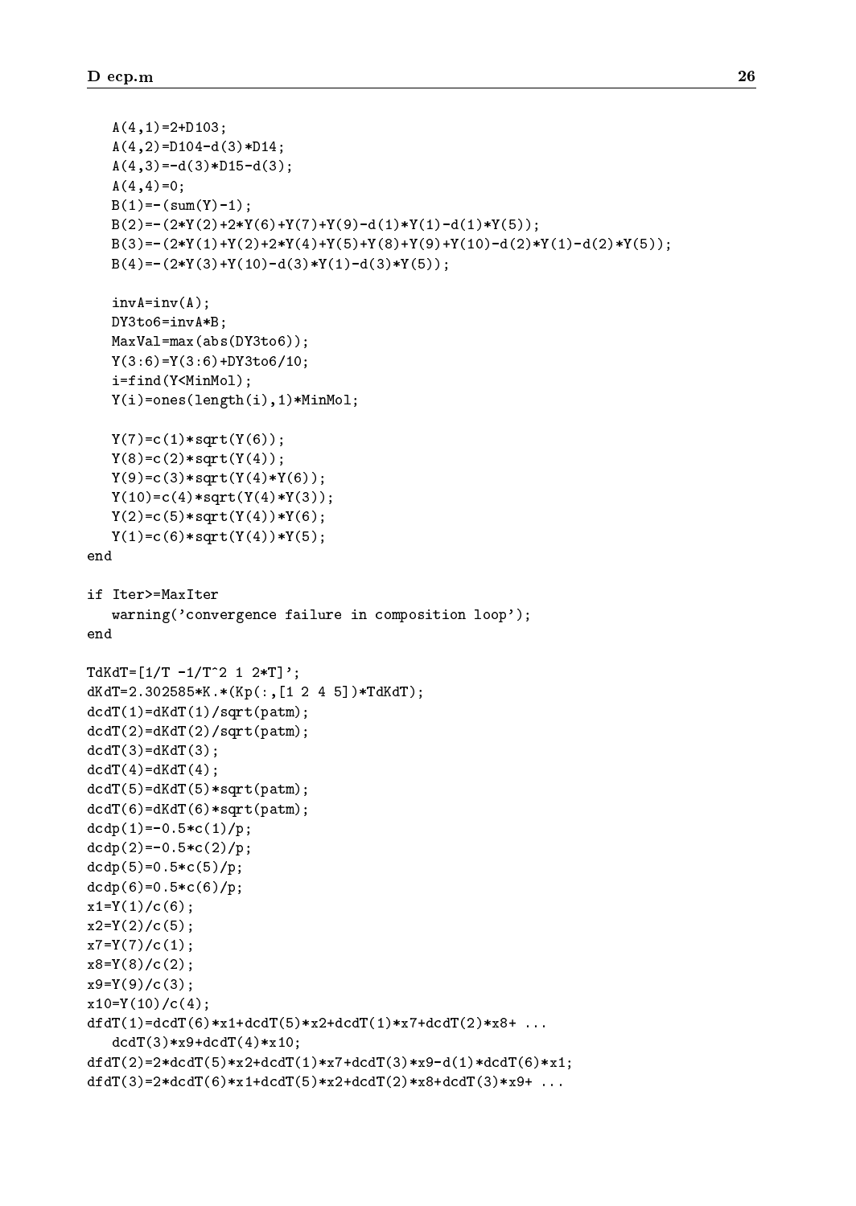```
   A(4,1)=2+D103;
   A(4,2)=D104-d(3)*D14;
   A(4,3)=-d(3)*D15-d(3);
   A(4,4)=0;
   B(1)=-(sum(Y)-1);
   B(2)=-(2*Y(2)+2*Y(6)+Y(7)+Y(9)-d(1)*Y(1)-d(1)*Y(5));
   B(3)=-(2*Y(1)+Y(2)+2*Y(4)+Y(5)+Y(8)+Y(9)+Y(10)-d(2)*Y(1)-d(2)*Y(5));
   B(4)=-(2*Y(3)+Y(10)-d(3)*Y(1)-d(3)*Y(5));

   invA=inv(A);
   DY3to6=invA*B;
   MaxVal=max(abs(DY3to6));
   Y(3:6)=Y(3:6)+DY3to6/10;
   i=find(Y<MinMol);
   Y(i)=ones(length(i),1)*MinMol;

   Y(7)=c(1)*sqrt(Y(6));
   Y(8)=c(2)*sqrt(Y(4));
   Y(9)=c(3)*sqrt(Y(4)*Y(6));
   Y(10)=c(4)*sqrt(Y(4)*Y(3));
   Y(2)=c(5)*sqrt(Y(4))*Y(6);
   Y(1)=c(6)*sqrt(Y(4))*Y(5);
end

if Iter>=MaxIter
   warning('convergence failure in composition loop');
end

TdKdT=[1/T -1/T^2 1 2*T]';
dKdT=2.302585*K.*(Kp(:,[1 2 4 5])*TdKdT);
dcdT(1)=dKdT(1)/sqrt(patm);
dcdT(2)=dKdT(2)/sqrt(patm);
dcdT(3)=dKdT(3);
dcdT(4)=dKdT(4);
dcdT(5)=dKdT(5)*sqrt(patm);
dcdT(6)=dKdT(6)*sqrt(patm);
dcdp(1)=-0.5*c(1)/p;
dcdp(2)=-0.5*c(2)/p;
dcdp(5)=0.5*c(5)/p;
dcdp(6)=0.5*c(6)/p;
x1=Y(1)/c(6);
x2=Y(2)/c(5);
x7=Y(7)/c(1);
x8=Y(8)/c(2);
x9=Y(9)/c(3);
x10=Y(10)/c(4);
dfdT(1)=dcdT(6)*x1+dcdT(5)*x2+dcdT(1)*x7+dcdT(2)*x8+ ...
   dcdT(3)*x9+dcdT(4)*x10;
dfdT(2)=2*dcdT(5)*x2+dcdT(1)*x7+dcdT(3)*x9-d(1)*dcdT(6)*x1;
dfdT(3)=2*dcdT(6)*x1+dcdT(5)*x2+dcdT(2)*x8+dcdT(3)*x9+ ...
```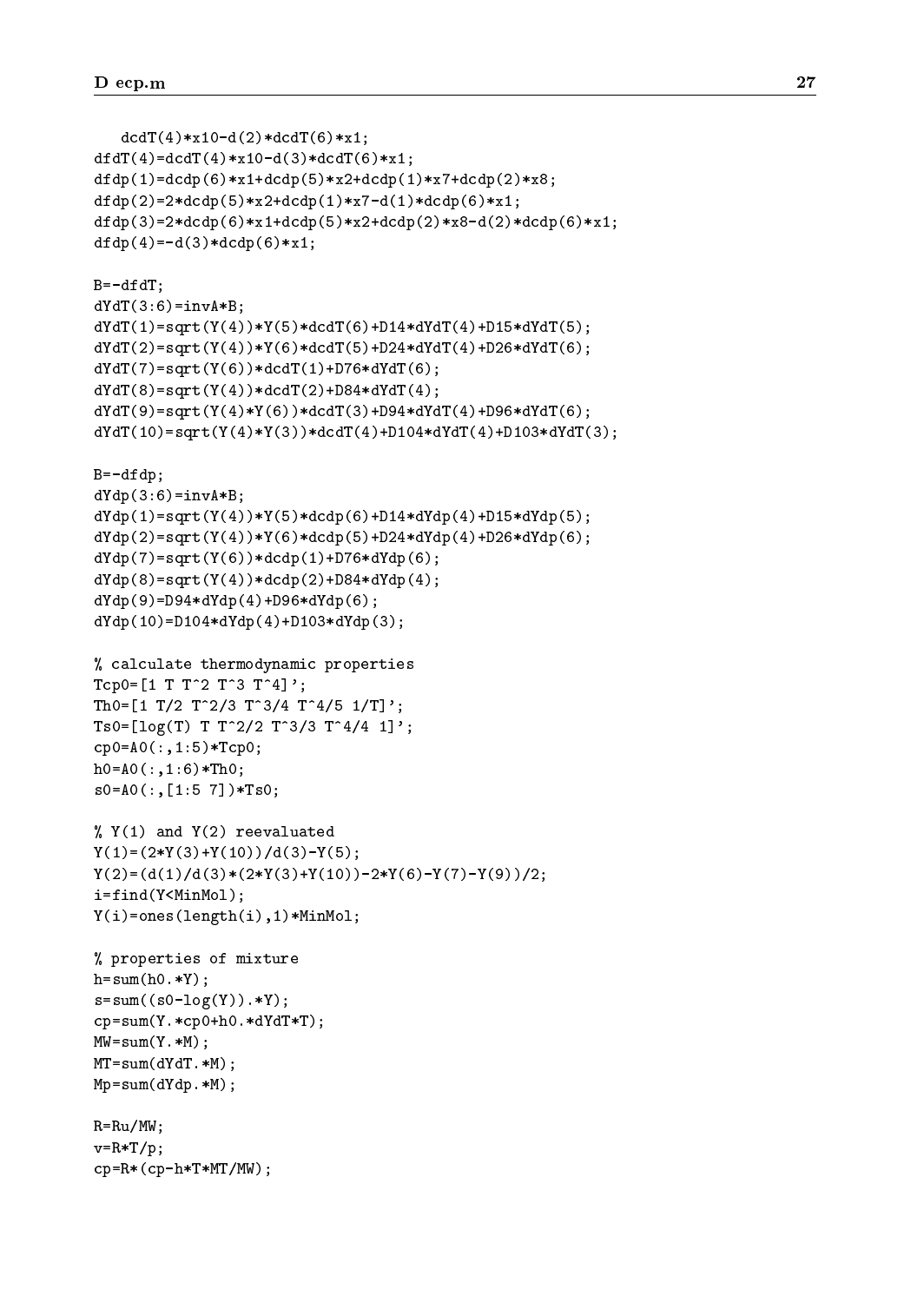```
   dcdT(4)*x10-d(2)*dcdT(6)*x1;
dfdT(4)=dcdT(4)*x10-d(3)*dcdT(6)*x1;
dfdp(1)=dcdp(6)*x1+dcdp(5)*x2+dcdp(1)*x7+dcdp(2)*x8;
dfdp(2)=2*dcdp(5)*x2+dcdp(1)*x7-d(1)*dcdp(6)*x1;
dfdp(3)=2*dcdp(6)*x1+dcdp(5)*x2+dcdp(2)*x8-d(2)*dcdp(6)*x1;
dfdp(4)=-d(3)*dcdp(6)*x1;

B=-dfdT;
dYdT(3:6)=invA*B;
dYdT(1)=sqrt(Y(4))*Y(5)*dcdT(6)+D14*dYdT(4)+D15*dYdT(5);
dYdT(2)=sqrt(Y(4))*Y(6)*dcdT(5)+D24*dYdT(4)+D26*dYdT(6);
dYdT(7)=sqrt(Y(6))*dcdT(1)+D76*dYdT(6);
dYdT(8)=sqrt(Y(4))*dcdT(2)+D84*dYdT(4);
dYdT(9)=sqrt(Y(4)*Y(6))*dcdT(3)+D94*dYdT(4)+D96*dYdT(6);
dYdT(10)=sqrt(Y(4)*Y(3))*dcdT(4)+D104*dYdT(4)+D103*dYdT(3);

B=-dfdp;
dYdp(3:6)=invA*B;
dYdp(1)=sqrt(Y(4))*Y(5)*dcdp(6)+D14*dYdp(4)+D15*dYdp(5);
dYdp(2)=sqrt(Y(4))*Y(6)*dcdp(5)+D24*dYdp(4)+D26*dYdp(6);
dYdp(7)=sqrt(Y(6))*dcdp(1)+D76*dYdp(6);
dYdp(8)=sqrt(Y(4))*dcdp(2)+D84*dYdp(4);
dYdp(9)=D94*dYdp(4)+D96*dYdp(6);
dYdp(10)=D104*dYdp(4)+D103*dYdp(3);

% calculate thermodynamic properties
Tcp0=[1 T T^2 T^3 T^4]';
Th0=[1 T/2 T^2/3 T^3/4 T^4/5 1/T]';
Ts0=[log(T) T T^2/2 T^3/3 T^4/4 1]';
cp0=A0(:,1:5)*Tcp0;
h0=A0(:,1:6)*Th0;
s0=A0(:,[1:5 7])*Ts0;

% Y(1) and Y(2) reevaluated
Y(1)=(2*Y(3)+Y(10))/d(3)-Y(5);
Y(2)=(d(1)/d(3)*(2*Y(3)+Y(10))-2*Y(6)-Y(7)-Y(9))/2;
i=find(Y<MinMol);
Y(i)=ones(length(i),1)*MinMol;

% properties of mixture
h=sum(h0.*Y);
s=sum((s0-log(Y)).*Y);
cp=sum(Y.*cp0+h0.*dYdT*T);
MW=sum(Y.*M);
MT=sum(dYdT.*M);
Mp=sum(dYdp.*M);

R=Ru/MW;
v=R*T/p;
cp=R*(cp-h*T*MT/MW);
```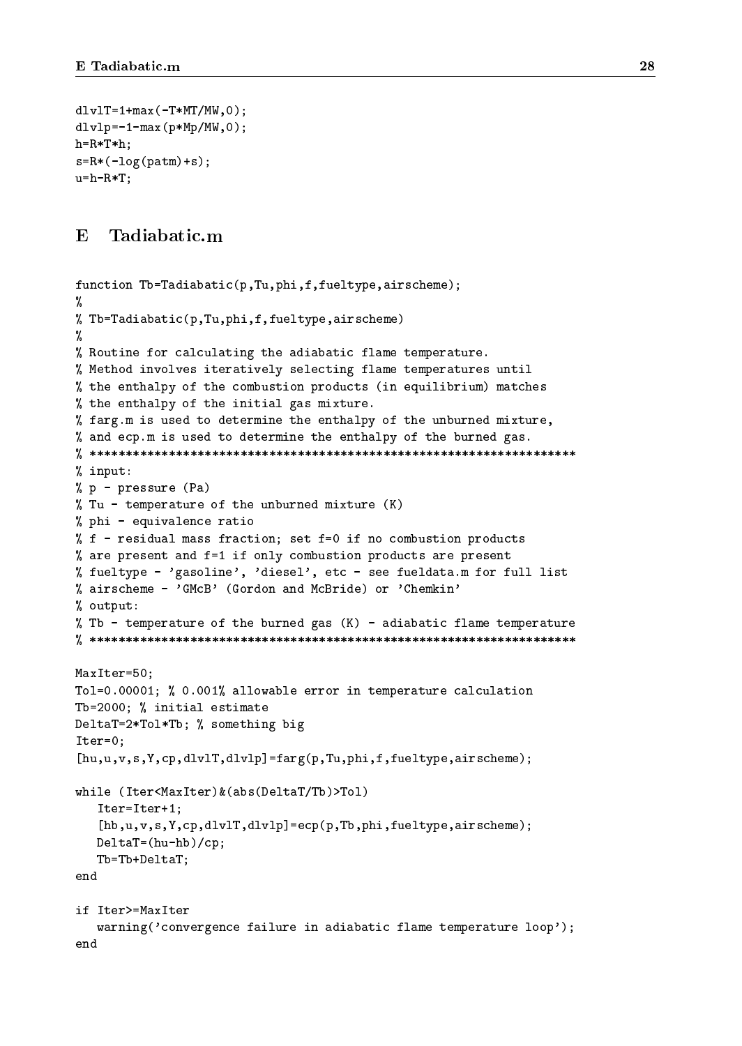```
dlvlT=1+max(-T*MT/MW,0);
dlvlp=-1-max(p*Mp/MW,0);
h=R*T*h;
s=R*(-log(patm)+s);
u=h-R*T;
```

## E Tadiabatic.m

```
function Tb=Tadiabatic(p,Tu,phi,f,fueltype,airscheme);
%
% Tb=Tadiabatic(p,Tu,phi,f,fueltype,airscheme)
%
% Routine for calculating the adiabatic flame temperature.
% Method involves iteratively selecting flame temperatures until
% the enthalpy of the combustion products (in equilibrium) matches
% the enthalpy of the initial gas mixture.
% farg.m is used to determine the enthalpy of the unburned mixture,
% and ecp.m is used to determine the enthalpy of the burned gas.
% ******************************************************************
% input:
% p - pressure (Pa)
% Tu - temperature of the unburned mixture (K)
% phi - equivalence ratio
% f - residual mass fraction; set f=0 if no combustion products
% are present and f=1 if only combustion products are present
% fueltype - 'gasoline', 'diesel', etc - see fueldata.m for full list
% airscheme - 'GMcB' (Gordon and McBride) or 'Chemkin'
% output:
% Tb - temperature of the burned gas (K) - adiabatic flame temperature
% ******************************************************************

MaxIter=50;
Tol=0.00001; % 0.001% allowable error in temperature calculation
Tb=2000; % initial estimate
DeltaT=2*Tol*Tb; % something big
Iter=0;
[hu,u,v,s,Y,cp,dlvlT,dlvlp]=farg(p,Tu,phi,f,fueltype,airscheme);

while (Iter<MaxIter)&(abs(DeltaT/Tb)>Tol)
   Iter=Iter+1;
   [hb,u,v,s,Y,cp,dlvlT,dlvlp]=ecp(p,Tb,phi,fueltype,airscheme);
   DeltaT=(hu-hb)/cp;
   Tb=Tb+DeltaT;
end

if Iter>=MaxIter
   warning('convergence failure in adiabatic flame temperature loop');
end
```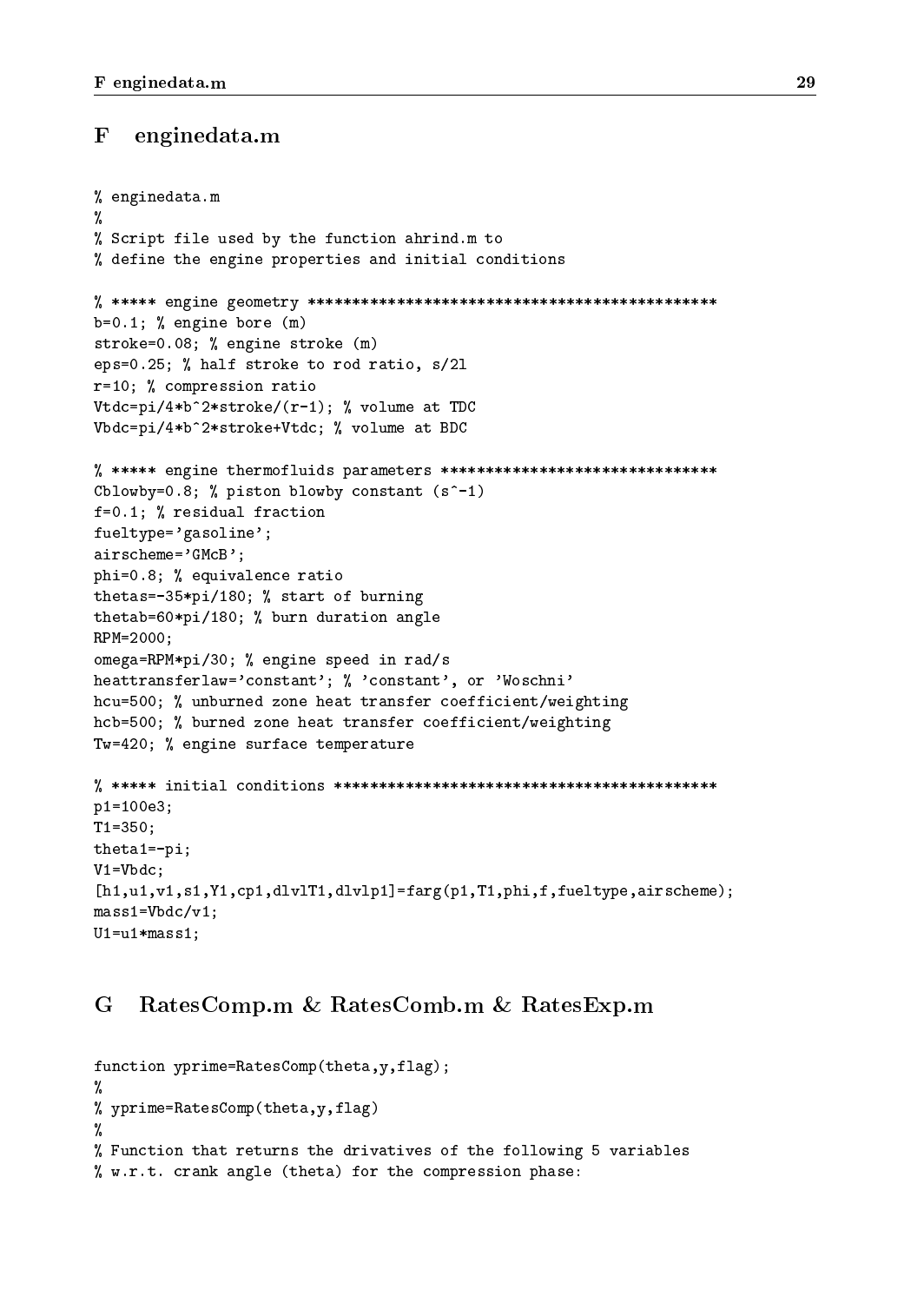## F enginedata.m

```
% enginedata.m
%
% Script file used by the function ahrind.m to
% define the engine properties and initial conditions

% ***** engine geometry *********************************************
b=0.1; % engine bore (m)
stroke=0.08; % engine stroke (m)
eps=0.25; % half stroke to rod ratio, s/2l
r=10; % compression ratio
Vtdc=pi/4*b^2*stroke/(r-1); % volume at TDC
Vbdc=pi/4*b^2*stroke+Vtdc; % volume at BDC

% ***** engine thermofluids parameters *******************************
Cblowby=0.8; % piston blowby constant (s^-1)
f=0.1; % residual fraction
fueltype='gasoline';
airscheme='GMcB';
phi=0.8; % equivalence ratio
thetas=-35*pi/180; % start of burning
thetab=60*pi/180; % burn duration angle
RPM=2000;
omega=RPM*pi/30; % engine speed in rad/s
heattransferlaw='constant'; % 'constant', or 'Woschni'
hcu=500; % unburned zone heat transfer coefficient/weighting
hcb=500; % burned zone heat transfer coefficient/weighting
Tw=420; % engine surface temperature

% ***** initial conditions *******************************************
p1=100e3;
T1=350;
theta1=-pi;
V1=Vbdc;
[h1,u1,v1,s1,Y1,cp1,dlvlT1,dlvlp1]=farg(p1,T1,phi,f,fueltype,airscheme);
mass1=Vbdc/v1;
U1=u1*mass1;
```

## G RatesComp.m & RatesComb.m & RatesExp.m

```
function yprime=RatesComp(theta,y,flag);
%
% yprime=RatesComp(theta,y,flag)
%
% Function that returns the drivatives of the following 5 variables
% w.r.t. crank angle (theta) for the compression phase:
```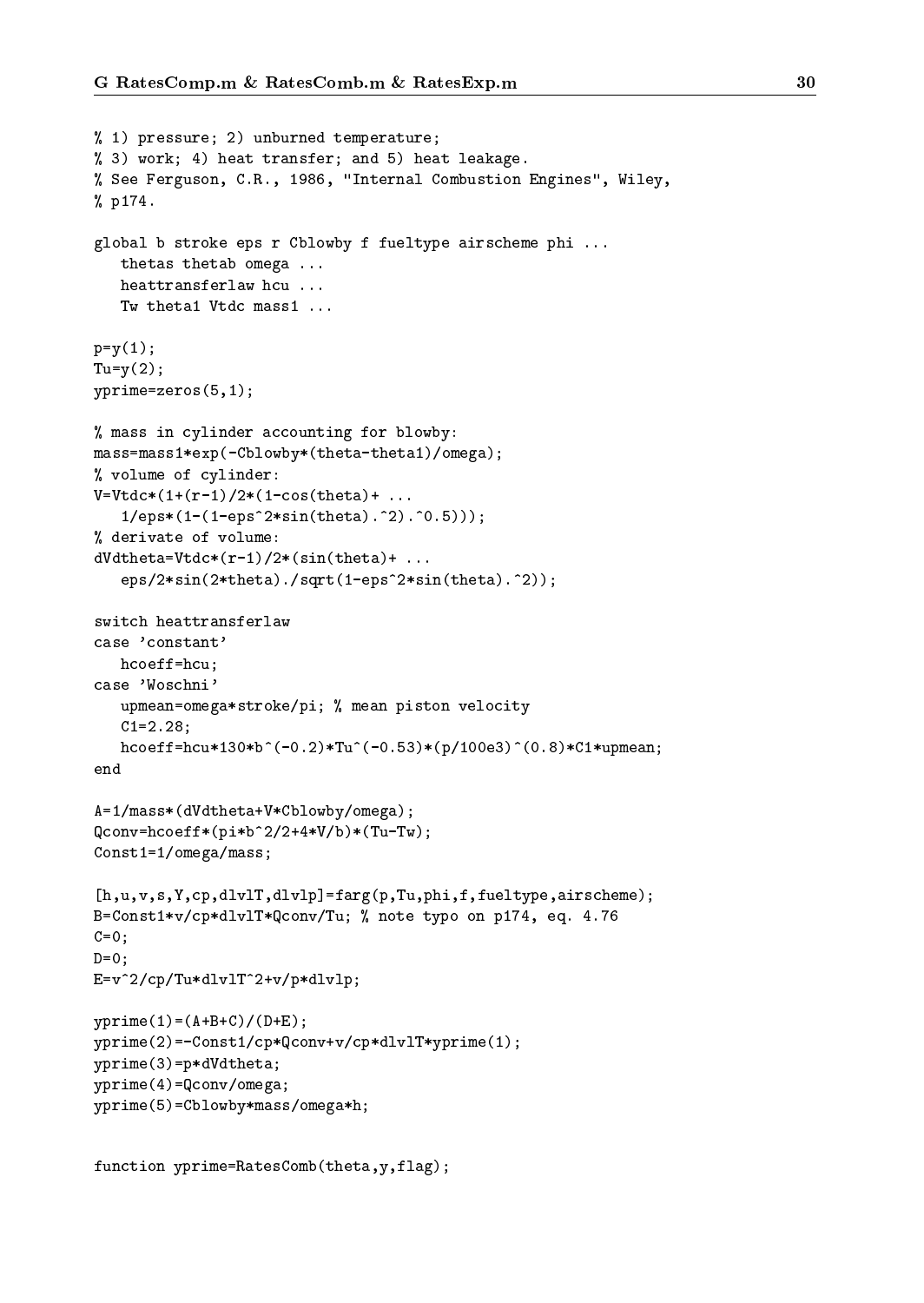```
% 1) pressure; 2) unburned temperature;
% 3) work; 4) heat transfer; and 5) heat leakage.
% See Ferguson, C.R., 1986, "Internal Combustion Engines", Wiley,
% p174.

global b stroke eps r Cblowby f fueltype airscheme phi ...
   thetas thetab omega ...
   heattransferlaw hcu ...
   Tw theta1 Vtdc mass1 ...

p=y(1);
Tu=y(2);
yprime=zeros(5,1);

% mass in cylinder accounting for blowby:
mass=mass1*exp(-Cblowby*(theta-theta1)/omega);
% volume of cylinder:
V=Vtdc*(1+(r-1)/2*(1-cos(theta)+ ...
   1/eps*(1-(1-eps^2*sin(theta).^2).^0.5)));
% derivate of volume:
dVdtheta=Vtdc*(r-1)/2*(sin(theta)+ ...
   eps/2*sin(2*theta)./sqrt(1-eps^2*sin(theta).^2));

switch heattransferlaw
case 'constant'
   hcoeff=hcu;
case 'Woschni'
   upmean=omega*stroke/pi; % mean piston velocity
   C1=2.28;
   hcoeff=hcu*130*b^(-0.2)*Tu^(-0.53)*(p/100e3)^(0.8)*C1*upmean;
end

A=1/mass*(dVdtheta+V*Cblowby/omega);
Qconv=hcoeff*(pi*b^2/2+4*V/b)*(Tu-Tw);
Const1=1/omega/mass;

[h,u,v,s,Y,cp,dlvlT,dlvlp]=farg(p,Tu,phi,f,fueltype,airscheme);
B=Const1*v/cp*dlvlT*Qconv/Tu; % note typo on p174, eq. 4.76
C=0;
D=0;
E=v^2/cp/Tu*dlvlT^2+v/p*dlvlp;

yprime(1)=(A+B+C)/(D+E);
yprime(2)=-Const1/cp*Qconv+v/cp*dlvlT*yprime(1);
yprime(3)=p*dVdtheta;
yprime(4)=Qconv/omega;
yprime(5)=Cblowby*mass/omega*h;


function yprime=RatesComb(theta,y,flag);
```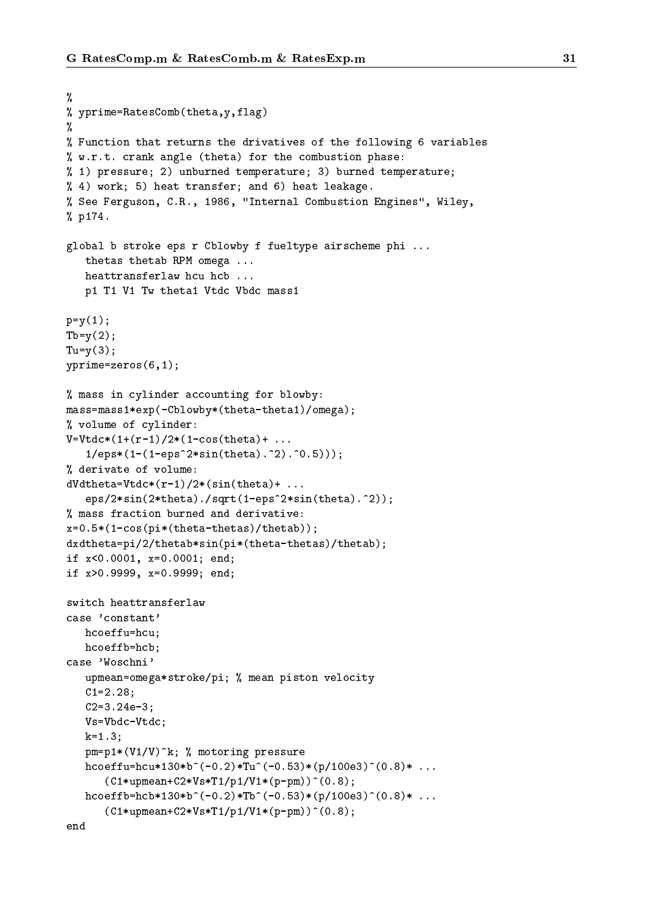```
%
% yprime=RatesComb(theta,y,flag)
%
% Function that returns the drivatives of the following 6 variables
% w.r.t. crank angle (theta) for the combustion phase:
% 1) pressure; 2) unburned temperature; 3) burned temperature;
% 4) work; 5) heat transfer; and 6) heat leakage.
% See Ferguson, C.R., 1986, "Internal Combustion Engines", Wiley,
% p174.

global b stroke eps r Cblowby f fueltype airscheme phi ...
   thetas thetab RPM omega ...
   heattransferlaw hcu hcb ...
   p1 T1 V1 Tw theta1 Vtdc Vbdc mass1

p=y(1);
Tb=y(2);
Tu=y(3);
yprime=zeros(6,1);

% mass in cylinder accounting for blowby:
mass=mass1*exp(-Cblowby*(theta-theta1)/omega);
% volume of cylinder:
V=Vtdc*(1+(r-1)/2*(1-cos(theta)+ ...
   1/eps*(1-(1-eps^2*sin(theta).^2).^0.5)));
% derivate of volume:
dVdtheta=Vtdc*(r-1)/2*(sin(theta)+ ...
   eps/2*sin(2*theta)./sqrt(1-eps^2*sin(theta).^2));
% mass fraction burned and derivative:
x=0.5*(1-cos(pi*(theta-thetas)/thetab));
dxdtheta=pi/2/thetab*sin(pi*(theta-thetas)/thetab);
if x<0.0001, x=0.0001; end;
if x>0.9999, x=0.9999; end;

switch heattransferlaw
case 'constant'
   hcoeffu=hcu;
   hcoeffb=hcb;
case 'Woschni'
   upmean=omega*stroke/pi; % mean piston velocity
   C1=2.28;
   C2=3.24e-3;
   Vs=Vbdc-Vtdc;
   k=1.3;
   pm=p1*(V1/V)^k; % motoring pressure
   hcoeffu=hcu*130*b^(-0.2)*Tu^(-0.53)*(p/100e3)^(0.8)* ...
      (C1*upmean+C2*Vs*T1/p1/V1*(p-pm))^(0.8);
   hcoeffb=hcb*130*b^(-0.2)*Tb^(-0.53)*(p/100e3)^(0.8)* ...
      (C1*upmean+C2*Vs*T1/p1/V1*(p-pm))^(0.8);
end
```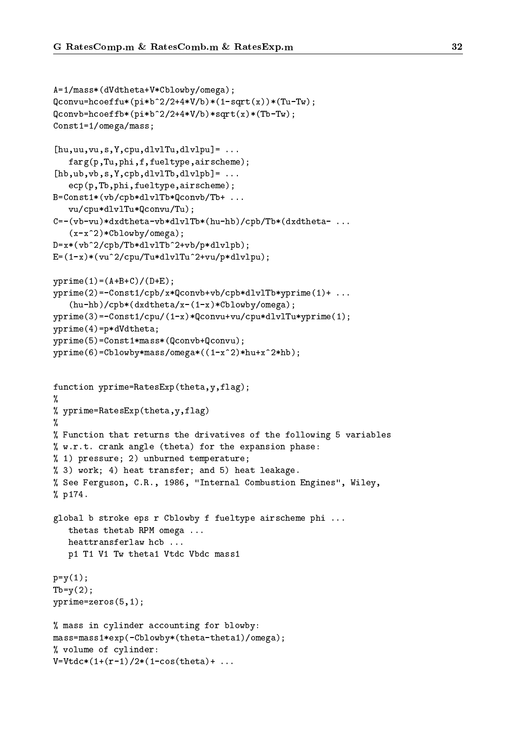```
A=1/mass*(dVdtheta+V*Cblowby/omega);
Qconvu=hcoeffu*(pi*b^2/2+4*V/b)*(1-sqrt(x))*(Tu-Tw);
Qconvb=hcoeffb*(pi*b^2/2+4*V/b)*sqrt(x)*(Tb-Tw);
Const1=1/omega/mass;

[hu,uu,vu,s,Y,cpu,dlvlTu,dlvlpu]= ...
   farg(p,Tu,phi,f,fueltype,airscheme);
[hb,ub,vb,s,Y,cpb,dlvlTb,dlvlpb]= ...
   ecp(p,Tb,phi,fueltype,airscheme);
B=Const1*(vb/cpb*dlvlTb*Qconvb/Tb+ ...
   vu/cpu*dlvlTu*Qconvu/Tu);
C=-(vb-vu)*dxdtheta-vb*dlvlTb*(hu-hb)/cpb/Tb*(dxdtheta- ...
   (x-x^2)*Cblowby/omega);
D=x*(vb^2/cpb/Tb*dlvlTb^2+vb/p*dlvlpb);
E=(1-x)*(vu^2/cpu/Tu*dlvlTu^2+vu/p*dlvlpu);

yprime(1)=(A+B+C)/(D+E);
yprime(2)=-Const1/cpb/x*Qconvb+vb/cpb*dlvlTb*yprime(1)+ ...
   (hu-hb)/cpb*(dxdtheta/x-(1-x)*Cblowby/omega);
yprime(3)=-Const1/cpu/(1-x)*Qconvu+vu/cpu*dlvlTu*yprime(1);
yprime(4)=p*dVdtheta;
yprime(5)=Const1*mass*(Qconvb+Qconvu);
yprime(6)=Cblowby*mass/omega*((1-x^2)*hu+x^2*hb);


function yprime=RatesExp(theta,y,flag);
%
% yprime=RatesExp(theta,y,flag)
%
% Function that returns the drivatives of the following 5 variables
% w.r.t. crank angle (theta) for the expansion phase:
% 1) pressure; 2) unburned temperature;
% 3) work; 4) heat transfer; and 5) heat leakage.
% See Ferguson, C.R., 1986, "Internal Combustion Engines", Wiley,
% p174.

global b stroke eps r Cblowby f fueltype airscheme phi ...
   thetas thetab RPM omega ...
   heattransferlaw hcb ...
   p1 T1 V1 Tw theta1 Vtdc Vbdc mass1

p=y(1);
Tb=y(2);
yprime=zeros(5,1);

% mass in cylinder accounting for blowby:
mass=mass1*exp(-Cblowby*(theta-theta1)/omega);
% volume of cylinder:
V=Vtdc*(1+(r-1)/2*(1-cos(theta)+ ...
```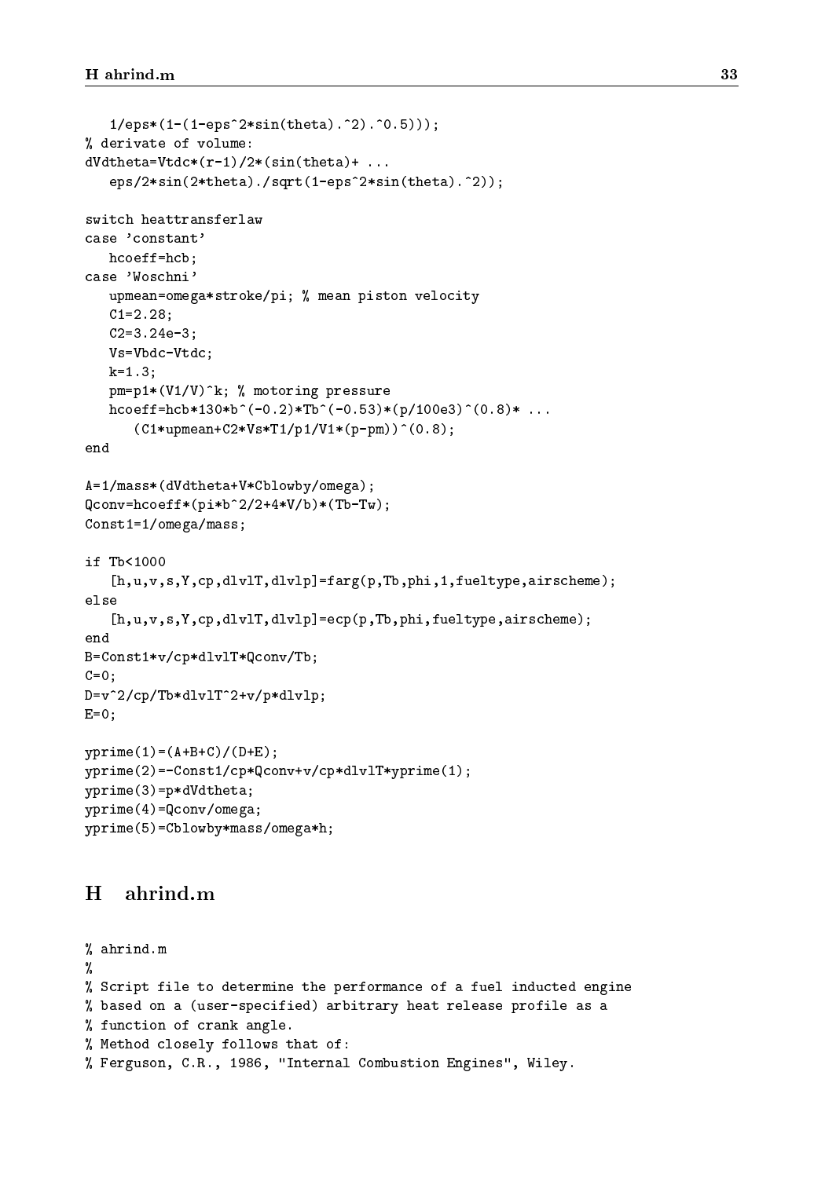```
   1/eps*(1-(1-eps^2*sin(theta).^2).^0.5)));
% derivate of volume:
dVdtheta=Vtdc*(r-1)/2*(sin(theta)+ ...
   eps/2*sin(2*theta)./sqrt(1-eps^2*sin(theta).^2));

switch heattransferlaw
case 'constant'
   hcoeff=hcb;
case 'Woschni'
   upmean=omega*stroke/pi; % mean piston velocity
   C1=2.28;
   C2=3.24e-3;
   Vs=Vbdc-Vtdc;
   k=1.3;
   pm=p1*(V1/V)^k; % motoring pressure
   hcoeff=hcb*130*b^(-0.2)*Tb^(-0.53)*(p/100e3)^(0.8)* ...
      (C1*upmean+C2*Vs*T1/p1/V1*(p-pm))^(0.8);
end

A=1/mass*(dVdtheta+V*Cblowby/omega);
Qconv=hcoeff*(pi*b^2/2+4*V/b)*(Tb-Tw);
Const1=1/omega/mass;

if Tb<1000
   [h,u,v,s,Y,cp,dlvlT,dlvlp]=farg(p,Tb,phi,1,fueltype,airscheme);
else
   [h,u,v,s,Y,cp,dlvlT,dlvlp]=ecp(p,Tb,phi,fueltype,airscheme);
end
B=Const1*v/cp*dlvlT*Qconv/Tb;
C=0;
D=v^2/cp/Tb*dlvlT^2+v/p*dlvlp;
E=0;

yprime(1)=(A+B+C)/(D+E);
yprime(2)=-Const1/cp*Qconv+v/cp*dlvlT*yprime(1);
yprime(3)=p*dVdtheta;
yprime(4)=Qconv/omega;
yprime(5)=Cblowby*mass/omega*h;
```

# H ahrind.m

```
% ahrind.m
%
% Script file to determine the performance of a fuel inducted engine
% based on a (user-specified) arbitrary heat release profile as a
% function of crank angle.
% Method closely follows that of:
% Ferguson, C.R., 1986, "Internal Combustion Engines", Wiley.
```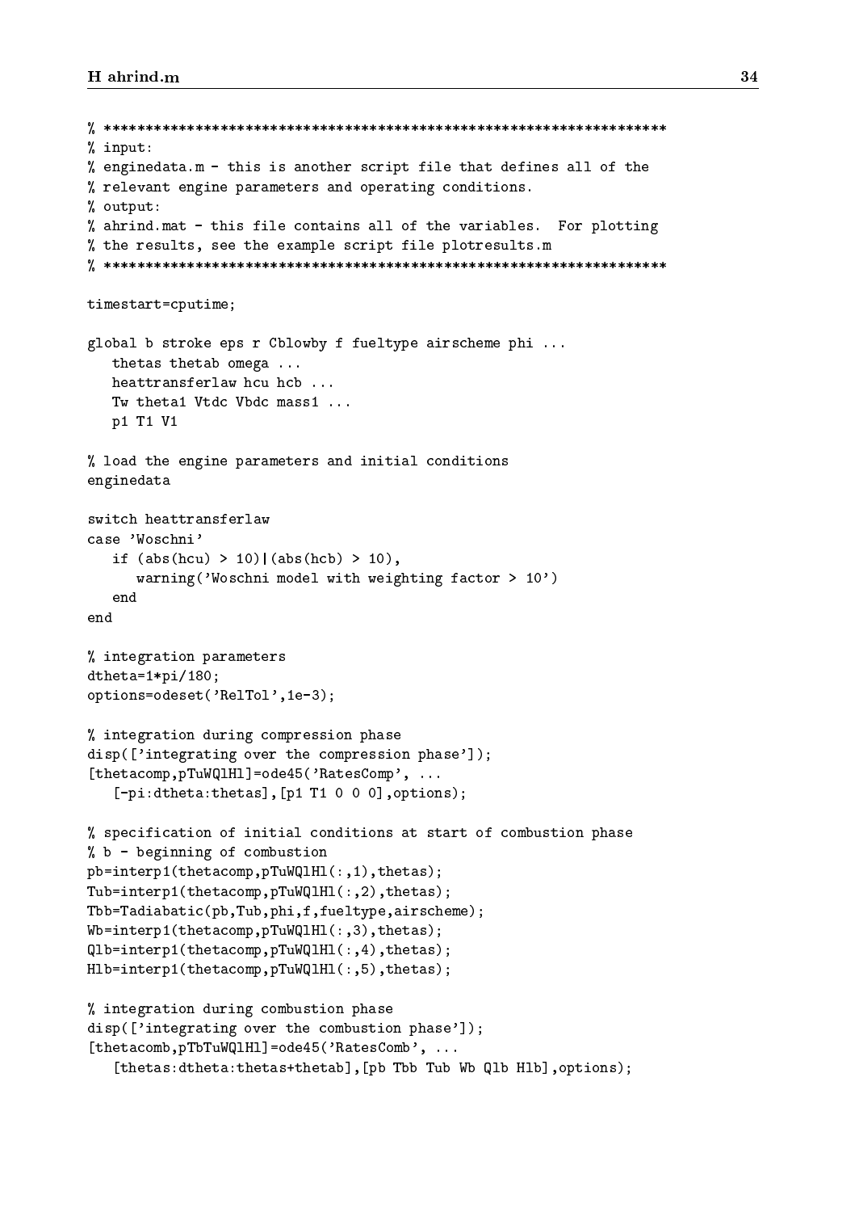```
% *********************************************************************
% input:
% enginedata.m - this is another script file that defines all of the
% relevant engine parameters and operating conditions.
% output:
% ahrind.mat - this file contains all of the variables.  For plotting
% the results, see the example script file plotresults.m
% *********************************************************************

timestart=cputime;

global b stroke eps r Cblowby f fueltype airscheme phi ...
   thetas thetab omega ...
   heattransferlaw hcu hcb ...
   Tw theta1 Vtdc Vbdc mass1 ...
   p1 T1 V1

% load the engine parameters and initial conditions
enginedata

switch heattransferlaw
case 'Woschni'
   if (abs(hcu) > 10)|(abs(hcb) > 10),
      warning('Woschni model with weighting factor > 10')
   end
end

% integration parameters
dtheta=1*pi/180;
options=odeset('RelTol',1e-3);

% integration during compression phase
disp(['integrating over the compression phase']);
[thetacomp,pTuWQlHl]=ode45('RatesComp', ...
   [-pi:dtheta:thetas],[p1 T1 0 0 0],options);

% specification of initial conditions at start of combustion phase
% b - beginning of combustion
pb=interp1(thetacomp,pTuWQlHl(:,1),thetas);
Tub=interp1(thetacomp,pTuWQlHl(:,2),thetas);
Tbb=Tadiabatic(pb,Tub,phi,f,fueltype,airscheme);
Wb=interp1(thetacomp,pTuWQlHl(:,3),thetas);
Qlb=interp1(thetacomp,pTuWQlHl(:,4),thetas);
Hlb=interp1(thetacomp,pTuWQlHl(:,5),thetas);

% integration during combustion phase
disp(['integrating over the combustion phase']);
[thetacomb,pTbTuWQlHl]=ode45('RatesComb', ...
   [thetas:dtheta:thetas+thetab],[pb Tbb Tub Wb Qlb Hlb],options);
```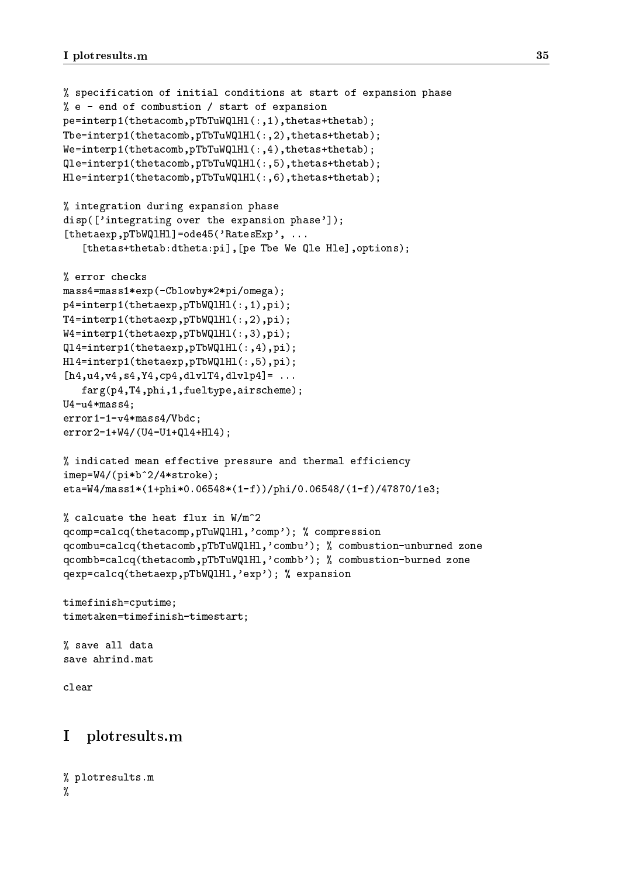```
% specification of initial conditions at start of expansion phase
% e - end of combustion / start of expansion
pe=interp1(thetacomb,pTbTuWQlHl(:,1),thetas+thetab);
Tbe=interp1(thetacomb,pTbTuWQlHl(:,2),thetas+thetab);
We=interp1(thetacomb,pTbTuWQlHl(:,4),thetas+thetab);
Qle=interp1(thetacomb,pTbTuWQlHl(:,5),thetas+thetab);
Hle=interp1(thetacomb,pTbTuWQlHl(:,6),thetas+thetab);

% integration during expansion phase
disp(['integrating over the expansion phase']);
[thetaexp,pTbWQlHl]=ode45('RatesExp', ...
   [thetas+thetab:dtheta:pi],[pe Tbe We Qle Hle],options);

% error checks
mass4=mass1*exp(-Cblowby*2*pi/omega);
p4=interp1(thetaexp,pTbWQlHl(:,1),pi);
T4=interp1(thetaexp,pTbWQlHl(:,2),pi);
W4=interp1(thetaexp,pTbWQlHl(:,3),pi);
Ql4=interp1(thetaexp,pTbWQlHl(:,4),pi);
Hl4=interp1(thetaexp,pTbWQlHl(:,5),pi);
[h4,u4,v4,s4,Y4,cp4,dlvlT4,dlvlp4]= ...
   farg(p4,T4,phi,1,fueltype,airscheme);
U4=u4*mass4;
error1=1-v4*mass4/Vbdc;
error2=1+W4/(U4-U1+Ql4+Hl4);

% indicated mean effective pressure and thermal efficiency
imep=W4/(pi*b^2/4*stroke);
eta=W4/mass1*(1+phi*0.06548*(1-f))/phi/0.06548/(1-f)/47870/1e3;

% calcuate the heat flux in W/m^2
qcomp=calcq(thetacomp,pTuWQlHl,'comp'); % compression
qcombu=calcq(thetacomb,pTbTuWQlHl,'combu'); % combustion-unburned zone
qcombb=calcq(thetacomb,pTbTuWQlHl,'combb'); % combustion-burned zone
qexp=calcq(thetaexp,pTbWQlHl,'exp'); % expansion

timefinish=cputime;
timetaken=timefinish-timestart;

% save all data
save ahrind.mat

clear
```

# I plotresults.m

```
% plotresults.m
%
```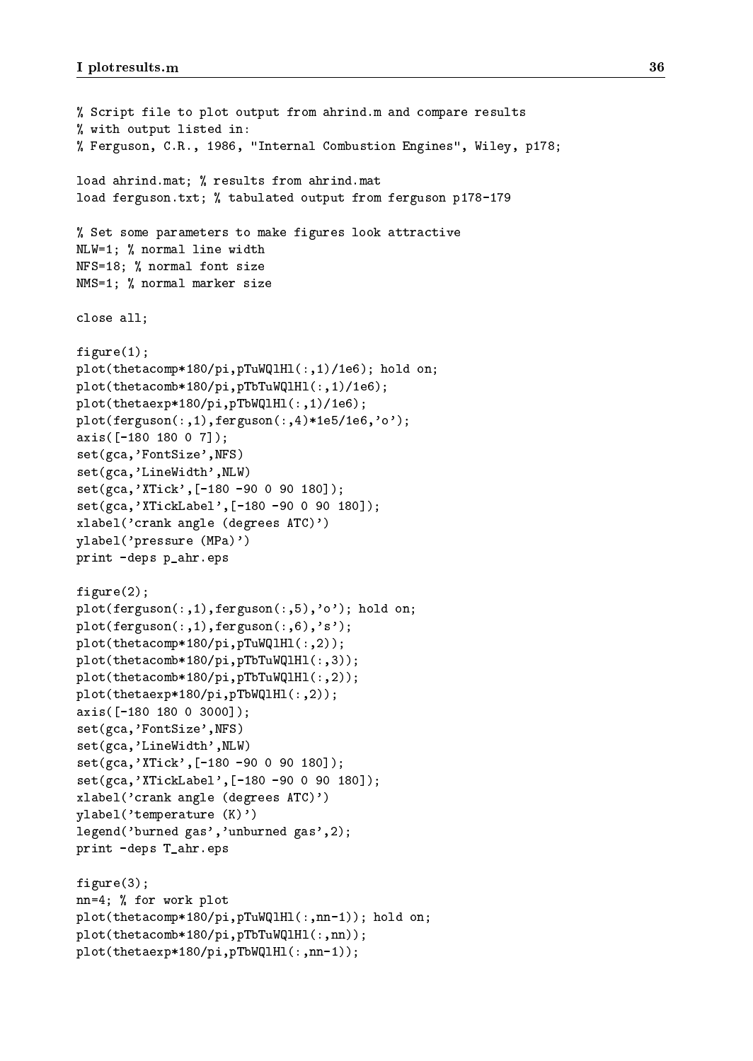```
% Script file to plot output from ahrind.m and compare results
% with output listed in:
% Ferguson, C.R., 1986, "Internal Combustion Engines", Wiley, p178;

load ahrind.mat; % results from ahrind.mat
load ferguson.txt; % tabulated output from ferguson p178-179

% Set some parameters to make figures look attractive
NLW=1; % normal line width
NFS=18; % normal font size
NMS=1; % normal marker size

close all;

figure(1);
plot(thetacomp*180/pi,pTuWQlHl(:,1)/1e6); hold on;
plot(thetacomb*180/pi,pTbTuWQlHl(:,1)/1e6);
plot(thetaexp*180/pi,pTbWQlHl(:,1)/1e6);
plot(ferguson(:,1),ferguson(:,4)*1e5/1e6,'o');
axis([-180 180 0 7]);
set(gca,'FontSize',NFS)
set(gca,'LineWidth',NLW)
set(gca,'XTick',[-180 -90 0 90 180]);
set(gca,'XTickLabel',[-180 -90 0 90 180]);
xlabel('crank angle (degrees ATC)')
ylabel('pressure (MPa)')
print -deps p_ahr.eps

figure(2);
plot(ferguson(:,1),ferguson(:,5),'o'); hold on;
plot(ferguson(:,1),ferguson(:,6),'s');
plot(thetacomp*180/pi,pTuWQlHl(:,2));
plot(thetacomb*180/pi,pTbTuWQlHl(:,3));
plot(thetacomb*180/pi,pTbTuWQlHl(:,2));
plot(thetaexp*180/pi,pTbWQlHl(:,2));
axis([-180 180 0 3000]);
set(gca,'FontSize',NFS)
set(gca,'LineWidth',NLW)
set(gca,'XTick',[-180 -90 0 90 180]);
set(gca,'XTickLabel',[-180 -90 0 90 180]);
xlabel('crank angle (degrees ATC)')
ylabel('temperature (K)')
legend('burned gas','unburned gas',2);
print -deps T_ahr.eps

figure(3);
nn=4; % for work plot
plot(thetacomp*180/pi,pTuWQlHl(:,nn-1)); hold on;
plot(thetacomb*180/pi,pTbTuWQlHl(:,nn));
plot(thetaexp*180/pi,pTbWQlHl(:,nn-1));
```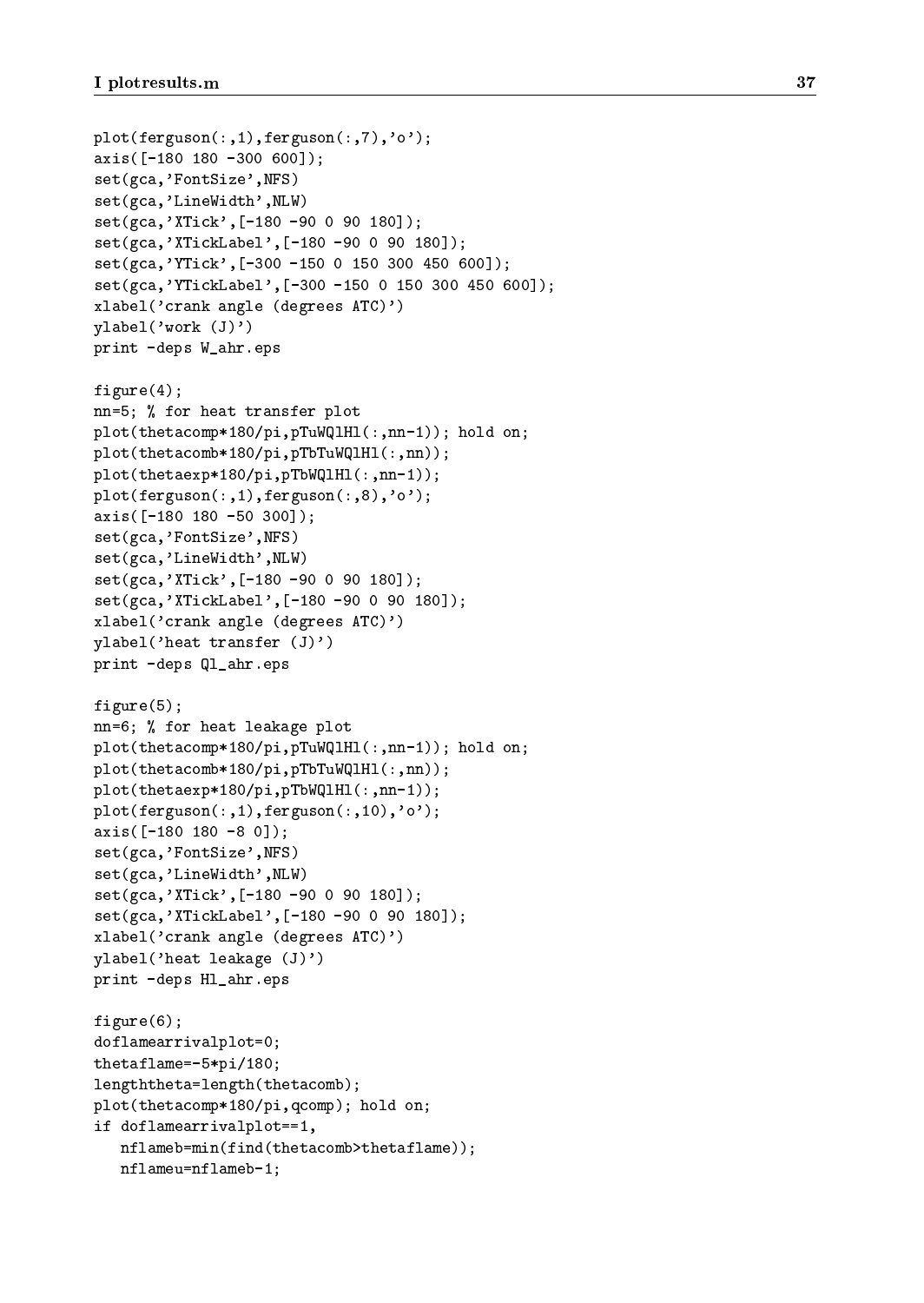```
plot(ferguson(:,1),ferguson(:,7),'o');
axis([-180 180 -300 600]);
set(gca,'FontSize',NFS)
set(gca,'LineWidth',NLW)
set(gca,'XTick',[-180 -90 0 90 180]);
set(gca,'XTickLabel',[-180 -90 0 90 180]);
set(gca,'YTick',[-300 -150 0 150 300 450 600]);
set(gca,'YTickLabel',[-300 -150 0 150 300 450 600]);
xlabel('crank angle (degrees ATC)')
ylabel('work (J)')
print -deps W_ahr.eps

figure(4);
nn=5; % for heat transfer plot
plot(thetacomp*180/pi,pTuWQlHl(:,nn-1)); hold on;
plot(thetacomb*180/pi,pTbTuWQlHl(:,nn));
plot(thetaexp*180/pi,pTbWQlHl(:,nn-1));
plot(ferguson(:,1),ferguson(:,8),'o');
axis([-180 180 -50 300]);
set(gca,'FontSize',NFS)
set(gca,'LineWidth',NLW)
set(gca,'XTick',[-180 -90 0 90 180]);
set(gca,'XTickLabel',[-180 -90 0 90 180]);
xlabel('crank angle (degrees ATC)')
ylabel('heat transfer (J)')
print -deps Ql_ahr.eps

figure(5);
nn=6; % for heat leakage plot
plot(thetacomp*180/pi,pTuWQlHl(:,nn-1)); hold on;
plot(thetacomb*180/pi,pTbTuWQlHl(:,nn));
plot(thetaexp*180/pi,pTbWQlHl(:,nn-1));
plot(ferguson(:,1),ferguson(:,10),'o');
axis([-180 180 -8 0]);
set(gca,'FontSize',NFS)
set(gca,'LineWidth',NLW)
set(gca,'XTick',[-180 -90 0 90 180]);
set(gca,'XTickLabel',[-180 -90 0 90 180]);
xlabel('crank angle (degrees ATC)')
ylabel('heat leakage (J)')
print -deps Hl_ahr.eps

figure(6);
doflamearrivalplot=0;
thetaflame=-5*pi/180;
lengththeta=length(thetacomb);
plot(thetacomp*180/pi,qcomp); hold on;
if doflamearrivalplot==1,
   nflameb=min(find(thetacomb>thetaflame));
   nflameu=nflameb-1;
```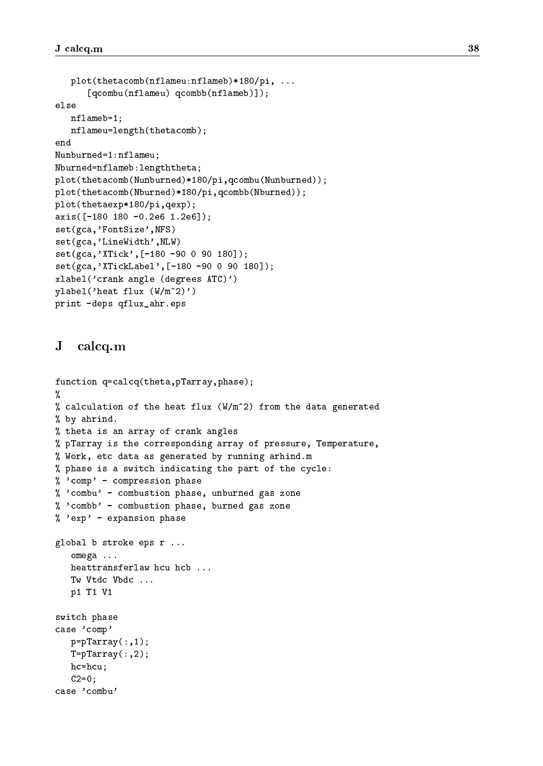```
   plot(thetacomb(nflameu:nflameb)*180/pi, ...
      [qcombu(nflameu) qcombb(nflameb)]);
else
   nflameb=1;
   nflameu=length(thetacomb);
end
Nunburned=1:nflameu;
Nburned=nflameb:lengththeta;
plot(thetacomb(Nunburned)*180/pi,qcombu(Nunburned));
plot(thetacomb(Nburned)*180/pi,qcombb(Nburned));
plot(thetaexp*180/pi,qexp);
axis([-180 180 -0.2e6 1.2e6]);
set(gca,'FontSize',NFS)
set(gca,'LineWidth',NLW)
set(gca,'XTick',[-180 -90 0 90 180]);
set(gca,'XTickLabel',[-180 -90 0 90 180]);
xlabel('crank angle (degrees ATC)')
ylabel('heat flux (W/m^2)')
print -deps qflux_ahr.eps
```

## J calcq.m

```
function q=calcq(theta,pTarray,phase);
%
% calculation of the heat flux (W/m^2) from the data generated
% by ahrind.
% theta is an array of crank angles
% pTarray is the corresponding array of pressure, Temperature,
% Work, etc data as generated by running arhind.m
% phase is a switch indicating the part of the cycle:
% 'comp' - compression phase
% 'combu' - combustion phase, unburned gas zone
% 'combb' - combustion phase, burned gas zone
% 'exp' - expansion phase

global b stroke eps r ...
   omega ...
   heattransferlaw hcu hcb ...
   Tw Vtdc Vbdc ...
   p1 T1 V1

switch phase
case 'comp'
   p=pTarray(:,1);
   T=pTarray(:,2);
   hc=hcu;
   C2=0;
case 'combu'
```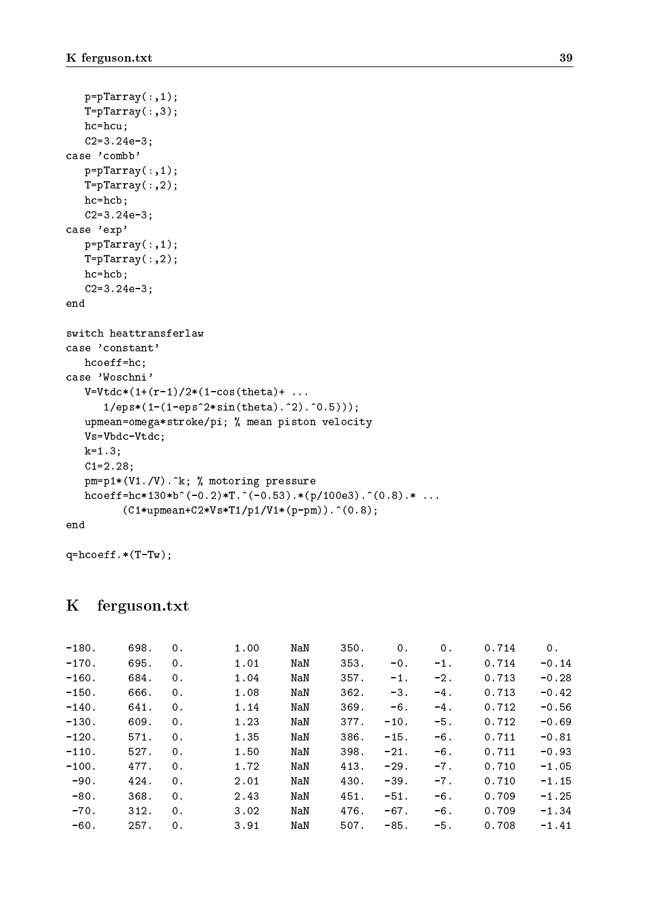```
   p=pTarray(:,1);
   T=pTarray(:,3);
   hc=hcu;
   C2=3.24e-3;
case 'combb'
   p=pTarray(:,1);
   T=pTarray(:,2);
   hc=hcb;
   C2=3.24e-3;
case 'exp'
   p=pTarray(:,1);
   T=pTarray(:,2);
   hc=hcb;
   C2=3.24e-3;
end

switch heattransferlaw
case 'constant'
   hcoeff=hc;
case 'Woschni'
   V=Vtdc*(1+(r-1)/2*(1-cos(theta)+ ...
      1/eps*(1-(1-eps^2*sin(theta).^2).^0.5)));
   upmean=omega*stroke/pi; % mean piston velocity
   Vs=Vbdc-Vtdc;
   k=1.3;
   C1=2.28;
   pm=p1*(V1./V).^k; % motoring pressure
   hcoeff=hc*130*b^(-0.2)*T.^(-0.53).*(p/100e3).^(0.8).* ...
        (C1*upmean+C2*Vs*T1/p1/V1*(p-pm)).^(0.8);
end

q=hcoeff.*(T-Tw);
```

## K ferguson.txt

```
-180.    698.   0.     1.00    NaN    350.     0.     0.    0.714     0.
-170.    695.   0.     1.01    NaN    353.    -0.    -1.    0.714    -0.14
-160.    684.   0.     1.04    NaN    357.    -1.    -2.    0.713    -0.28
-150.    666.   0.     1.08    NaN    362.    -3.    -4.    0.713    -0.42
-140.    641.   0.     1.14    NaN    369.    -6.    -4.    0.712    -0.56
-130.    609.   0.     1.23    NaN    377.   -10.    -5.    0.712    -0.69
-120.    571.   0.     1.35    NaN    386.   -15.    -6.    0.711    -0.81
-110.    527.   0.     1.50    NaN    398.   -21.    -6.    0.711    -0.93
-100.    477.   0.     1.72    NaN    413.   -29.    -7.    0.710    -1.05
 -90.    424.   0.     2.01    NaN    430.   -39.    -7.    0.710    -1.15
 -80.    368.   0.     2.43    NaN    451.   -51.    -6.    0.709    -1.25
 -70.    312.   0.     3.02    NaN    476.   -67.    -6.    0.709    -1.34
 -60.    257.   0.     3.91    NaN    507.   -85.    -5.    0.708    -1.41
```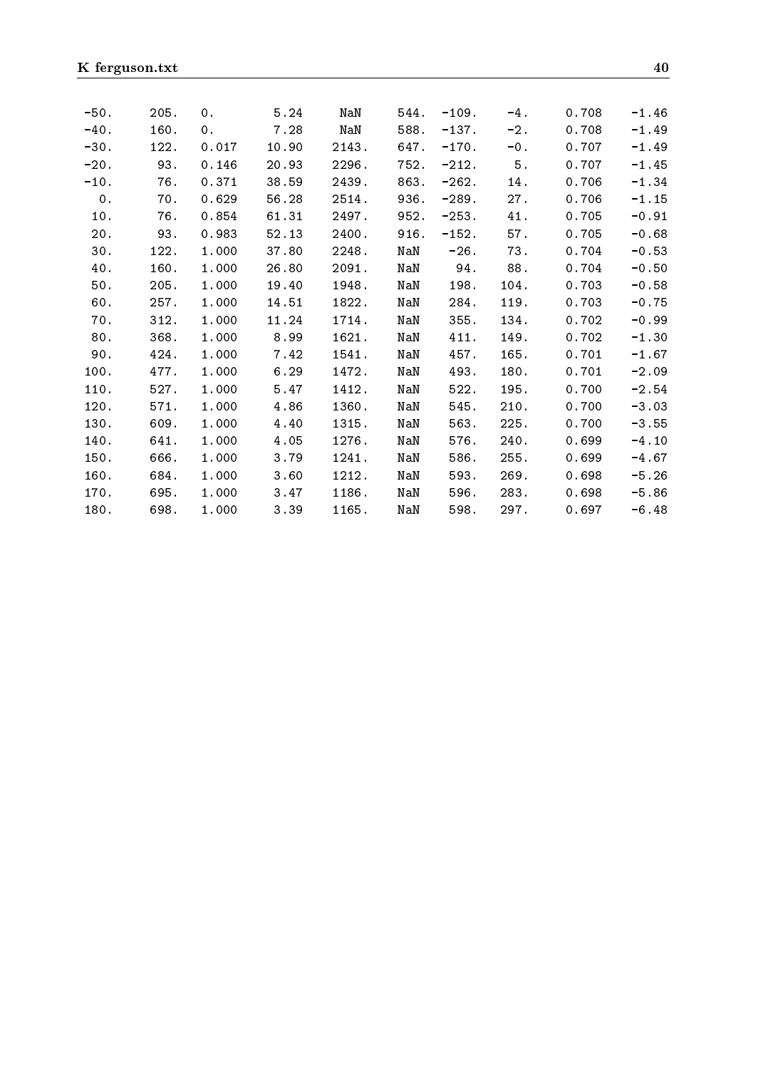| | | | | | | | | | |
|---|---|---|---|---|---|---|---|---|---|
| -50. | 205. | 0. | 5.24 | NaN | 544. | -109. | -4. | 0.708 | -1.46 |
| -40. | 160. | 0. | 7.28 | NaN | 588. | -137. | -2. | 0.708 | -1.49 |
| -30. | 122. | 0.017 | 10.90 | 2143. | 647. | -170. | -0. | 0.707 | -1.49 |
| -20. | 93. | 0.146 | 20.93 | 2296. | 752. | -212. | 5. | 0.707 | -1.45 |
| -10. | 76. | 0.371 | 38.59 | 2439. | 863. | -262. | 14. | 0.706 | -1.34 |
| 0. | 70. | 0.629 | 56.28 | 2514. | 936. | -289. | 27. | 0.706 | -1.15 |
| 10. | 76. | 0.854 | 61.31 | 2497. | 952. | -253. | 41. | 0.705 | -0.91 |
| 20. | 93. | 0.983 | 52.13 | 2400. | 916. | -152. | 57. | 0.705 | -0.68 |
| 30. | 122. | 1.000 | 37.80 | 2248. | NaN | -26. | 73. | 0.704 | -0.53 |
| 40. | 160. | 1.000 | 26.80 | 2091. | NaN | 94. | 88. | 0.704 | -0.50 |
| 50. | 205. | 1.000 | 19.40 | 1948. | NaN | 198. | 104. | 0.703 | -0.58 |
| 60. | 257. | 1.000 | 14.51 | 1822. | NaN | 284. | 119. | 0.703 | -0.75 |
| 70. | 312. | 1.000 | 11.24 | 1714. | NaN | 355. | 134. | 0.702 | -0.99 |
| 80. | 368. | 1.000 | 8.99 | 1621. | NaN | 411. | 149. | 0.702 | -1.30 |
| 90. | 424. | 1.000 | 7.42 | 1541. | NaN | 457. | 165. | 0.701 | -1.67 |
| 100. | 477. | 1.000 | 6.29 | 1472. | NaN | 493. | 180. | 0.701 | -2.09 |
| 110. | 527. | 1.000 | 5.47 | 1412. | NaN | 522. | 195. | 0.700 | -2.54 |
| 120. | 571. | 1.000 | 4.86 | 1360. | NaN | 545. | 210. | 0.700 | -3.03 |
| 130. | 609. | 1.000 | 4.40 | 1315. | NaN | 563. | 225. | 0.700 | -3.55 |
| 140. | 641. | 1.000 | 4.05 | 1276. | NaN | 576. | 240. | 0.699 | -4.10 |
| 150. | 666. | 1.000 | 3.79 | 1241. | NaN | 586. | 255. | 0.699 | -4.67 |
| 160. | 684. | 1.000 | 3.60 | 1212. | NaN | 593. | 269. | 0.698 | -5.26 |
| 170. | 695. | 1.000 | 3.47 | 1186. | NaN | 596. | 283. | 0.698 | -5.86 |
| 180. | 698. | 1.000 | 3.39 | 1165. | NaN | 598. | 297. | 0.697 | -6.48 |